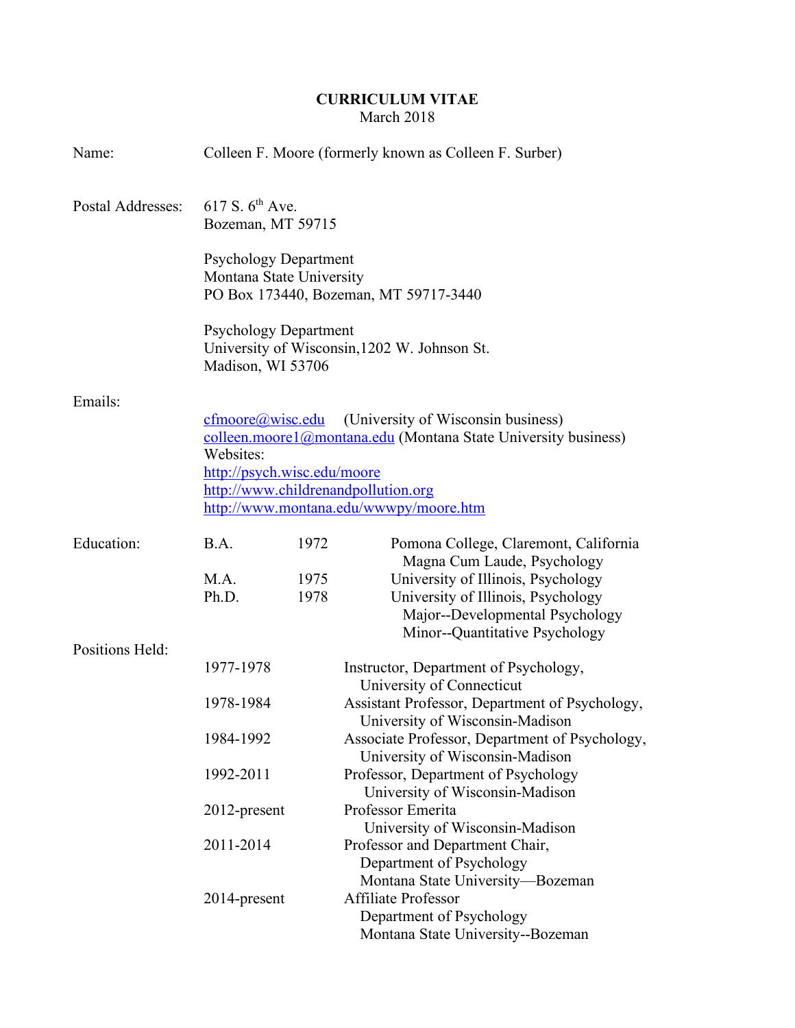# CURRICULUM VITAE

March 2018

**Name:** Colleen F. Moore (formerly known as Colleen F. Surber)

**Postal Addresses:**

617 S. 6th Ave.
Bozeman, MT 59715

Psychology Department
Montana State University
PO Box 173440, Bozeman, MT 59717-3440

Psychology Department
University of Wisconsin,1202 W. Johnson St.
Madison, WI 53706

**Emails:**

cfmoore@wisc.edu (University of Wisconsin business)
colleen.moore1@montana.edu (Montana State University business)

Websites:
http://psych.wisc.edu/moore
http://www.childrenandpollution.org
http://www.montana.edu/wwwpy/moore.htm

**Education:**

| | | |
|---|---|---|
| B.A. | 1972 | Pomona College, Claremont, California<br>Magna Cum Laude, Psychology |
| M.A. | 1975 | University of Illinois, Psychology |
| Ph.D. | 1978 | University of Illinois, Psychology<br>Major--Developmental Psychology<br>Minor--Quantitative Psychology |

**Positions Held:**

| | |
|---|---|
| 1977-1978 | Instructor, Department of Psychology,<br>University of Connecticut |
| 1978-1984 | Assistant Professor, Department of Psychology,<br>University of Wisconsin-Madison |
| 1984-1992 | Associate Professor, Department of Psychology,<br>University of Wisconsin-Madison |
| 1992-2011 | Professor, Department of Psychology<br>University of Wisconsin-Madison |
| 2012-present | Professor Emerita<br>University of Wisconsin-Madison |
| 2011-2014 | Professor and Department Chair,<br>Department of Psychology<br>Montana State University—Bozeman |
| 2014-present | Affiliate Professor<br>Department of Psychology<br>Montana State University--Bozeman |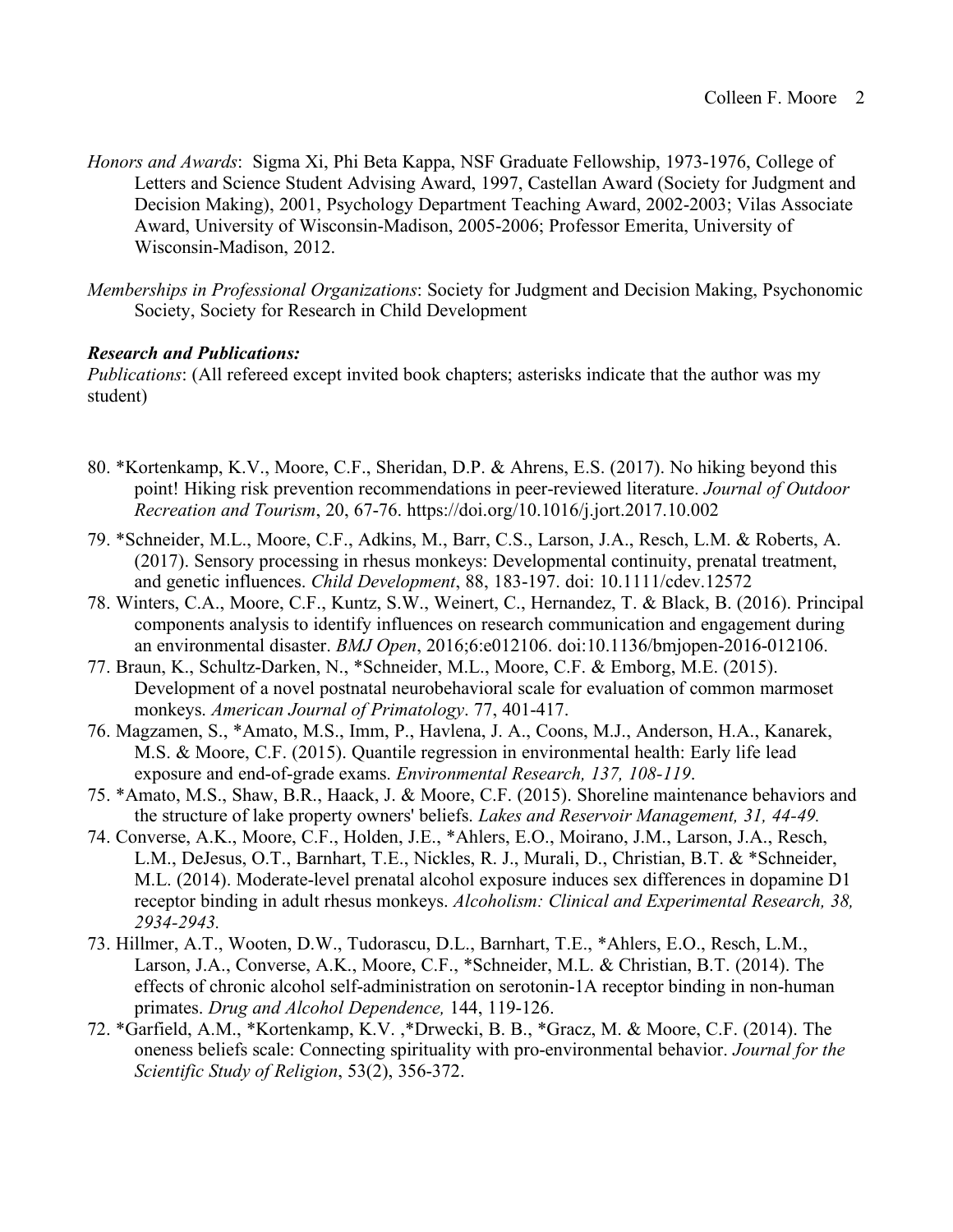*Honors and Awards*: Sigma Xi, Phi Beta Kappa, NSF Graduate Fellowship, 1973-1976, College of Letters and Science Student Advising Award, 1997, Castellan Award (Society for Judgment and Decision Making), 2001, Psychology Department Teaching Award, 2002-2003; Vilas Associate Award, University of Wisconsin-Madison, 2005-2006; Professor Emerita, University of Wisconsin-Madison, 2012.

*Memberships in Professional Organizations*: Society for Judgment and Decision Making, Psychonomic Society, Society for Research in Child Development

***Research and Publications:***

*Publications*: (All refereed except invited book chapters; asterisks indicate that the author was my student)

80. *Kortenkamp, K.V., Moore, C.F., Sheridan, D.P. & Ahrens, E.S. (2017). No hiking beyond this point! Hiking risk prevention recommendations in peer-reviewed literature. *Journal of Outdoor Recreation and Tourism*, 20, 67-76. https://doi.org/10.1016/j.jort.2017.10.002
79. *Schneider, M.L., Moore, C.F., Adkins, M., Barr, C.S., Larson, J.A., Resch, L.M. & Roberts, A. (2017). Sensory processing in rhesus monkeys: Developmental continuity, prenatal treatment, and genetic influences. *Child Development*, 88, 183-197. doi: 10.1111/cdev.12572
78. Winters, C.A., Moore, C.F., Kuntz, S.W., Weinert, C., Hernandez, T. & Black, B. (2016). Principal components analysis to identify influences on research communication and engagement during an environmental disaster. *BMJ Open*, 2016;6:e012106. doi:10.1136/bmjopen-2016-012106.
77. Braun, K., Schultz-Darken, N., *Schneider, M.L., Moore, C.F. & Emborg, M.E. (2015). Development of a novel postnatal neurobehavioral scale for evaluation of common marmoset monkeys. *American Journal of Primatology*. 77, 401-417.
76. Magzamen, S., *Amato, M.S., Imm, P., Havlena, J. A., Coons, M.J., Anderson, H.A., Kanarek, M.S. & Moore, C.F. (2015). Quantile regression in environmental health: Early life lead exposure and end-of-grade exams. *Environmental Research, 137, 108-119*.
75. *Amato, M.S., Shaw, B.R., Haack, J. & Moore, C.F. (2015). Shoreline maintenance behaviors and the structure of lake property owners' beliefs. *Lakes and Reservoir Management, 31, 44-49.*
74. Converse, A.K., Moore, C.F., Holden, J.E., *Ahlers, E.O., Moirano, J.M., Larson, J.A., Resch, L.M., DeJesus, O.T., Barnhart, T.E., Nickles, R. J., Murali, D., Christian, B.T. & *Schneider, M.L. (2014). Moderate-level prenatal alcohol exposure induces sex differences in dopamine D1 receptor binding in adult rhesus monkeys. *Alcoholism: Clinical and Experimental Research, 38, 2934-2943.*
73. Hillmer, A.T., Wooten, D.W., Tudorascu, D.L., Barnhart, T.E., *Ahlers, E.O., Resch, L.M., Larson, J.A., Converse, A.K., Moore, C.F., *Schneider, M.L. & Christian, B.T. (2014). The effects of chronic alcohol self-administration on serotonin-1A receptor binding in non-human primates. *Drug and Alcohol Dependence,* 144, 119-126.
72. *Garfield, A.M., *Kortenkamp, K.V. ,*Drwecki, B. B., *Gracz, M. & Moore, C.F. (2014). The oneness beliefs scale: Connecting spirituality with pro-environmental behavior. *Journal for the Scientific Study of Religion*, 53(2), 356-372.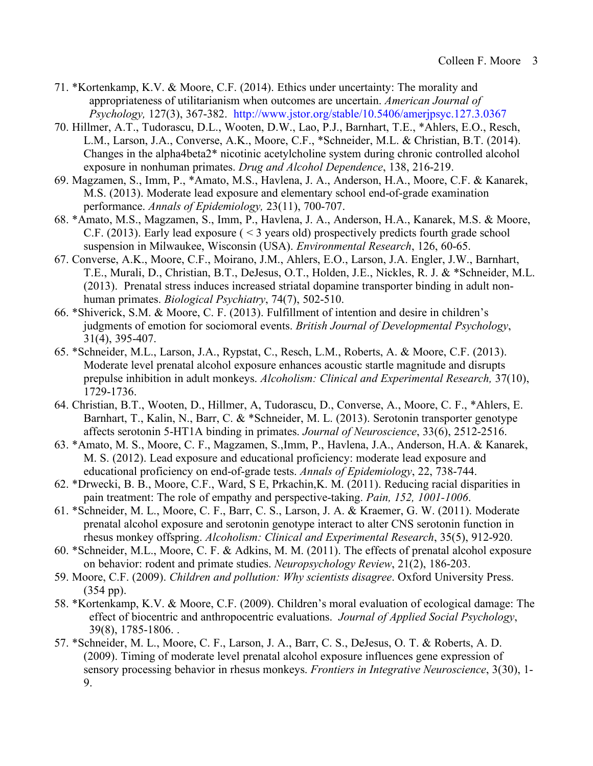71. *Kortenkamp, K.V. & Moore, C.F. (2014). Ethics under uncertainty: The morality and appropriateness of utilitarianism when outcomes are uncertain. *American Journal of Psychology,* 127(3), 367-382. http://www.jstor.org/stable/10.5406/amerjpsyc.127.3.0367
70. Hillmer, A.T., Tudorascu, D.L., Wooten, D.W., Lao, P.J., Barnhart, T.E., *Ahlers, E.O., Resch, L.M., Larson, J.A., Converse, A.K., Moore, C.F., *Schneider, M.L. & Christian, B.T. (2014). Changes in the alpha4beta2* nicotinic acetylcholine system during chronic controlled alcohol exposure in nonhuman primates. *Drug and Alcohol Dependence*, 138, 216-219.
69. Magzamen, S., Imm, P., *Amato, M.S., Havlena, J. A., Anderson, H.A., Moore, C.F. & Kanarek, M.S. (2013). Moderate lead exposure and elementary school end-of-grade examination performance. *Annals of Epidemiology,* 23(11), 700-707.
68. *Amato, M.S., Magzamen, S., Imm, P., Havlena, J. A., Anderson, H.A., Kanarek, M.S. & Moore, C.F. (2013). Early lead exposure ( < 3 years old) prospectively predicts fourth grade school suspension in Milwaukee, Wisconsin (USA). *Environmental Research*, 126, 60-65.
67. Converse, A.K., Moore, C.F., Moirano, J.M., Ahlers, E.O., Larson, J.A. Engler, J.W., Barnhart, T.E., Murali, D., Christian, B.T., DeJesus, O.T., Holden, J.E., Nickles, R. J. & *Schneider, M.L. (2013). Prenatal stress induces increased striatal dopamine transporter binding in adult non-human primates. *Biological Psychiatry*, 74(7), 502-510.
66. *Shiverick, S.M. & Moore, C. F. (2013). Fulfillment of intention and desire in children's judgments of emotion for sociomoral events. *British Journal of Developmental Psychology*, 31(4), 395-407.
65. *Schneider, M.L., Larson, J.A., Rypstat, C., Resch, L.M., Roberts, A. & Moore, C.F. (2013). Moderate level prenatal alcohol exposure enhances acoustic startle magnitude and disrupts prepulse inhibition in adult monkeys. *Alcoholism: Clinical and Experimental Research,* 37(10), 1729-1736.
64. Christian, B.T., Wooten, D., Hillmer, A, Tudorascu, D., Converse, A., Moore, C. F., *Ahlers, E. Barnhart, T., Kalin, N., Barr, C. & *Schneider, M. L. (2013). Serotonin transporter genotype affects serotonin 5-HT1A binding in primates. *Journal of Neuroscience*, 33(6), 2512-2516.
63. *Amato, M. S., Moore, C. F., Magzamen, S.,Imm, P., Havlena, J.A., Anderson, H.A. & Kanarek, M. S. (2012). Lead exposure and educational proficiency: moderate lead exposure and educational proficiency on end-of-grade tests. *Annals of Epidemiology*, 22, 738-744.
62. *Drwecki, B. B., Moore, C.F., Ward, S E, Prkachin,K. M. (2011). Reducing racial disparities in pain treatment: The role of empathy and perspective-taking. *Pain, 152, 1001-1006.*
61. *Schneider, M. L., Moore, C. F., Barr, C. S., Larson, J. A. & Kraemer, G. W. (2011). Moderate prenatal alcohol exposure and serotonin genotype interact to alter CNS serotonin function in rhesus monkey offspring. *Alcoholism: Clinical and Experimental Research*, 35(5), 912-920.
60. *Schneider, M.L., Moore, C. F. & Adkins, M. M. (2011). The effects of prenatal alcohol exposure on behavior: rodent and primate studies. *Neuropsychology Review*, 21(2), 186-203.
59. Moore, C.F. (2009). *Children and pollution: Why scientists disagree*. Oxford University Press. (354 pp).
58. *Kortenkamp, K.V. & Moore, C.F. (2009). Children's moral evaluation of ecological damage: The effect of biocentric and anthropocentric evaluations. *Journal of Applied Social Psychology*, 39(8), 1785-1806. .
57. *Schneider, M. L., Moore, C. F., Larson, J. A., Barr, C. S., DeJesus, O. T. & Roberts, A. D. (2009). Timing of moderate level prenatal alcohol exposure influences gene expression of sensory processing behavior in rhesus monkeys. *Frontiers in Integrative Neuroscience*, 3(30), 1-9.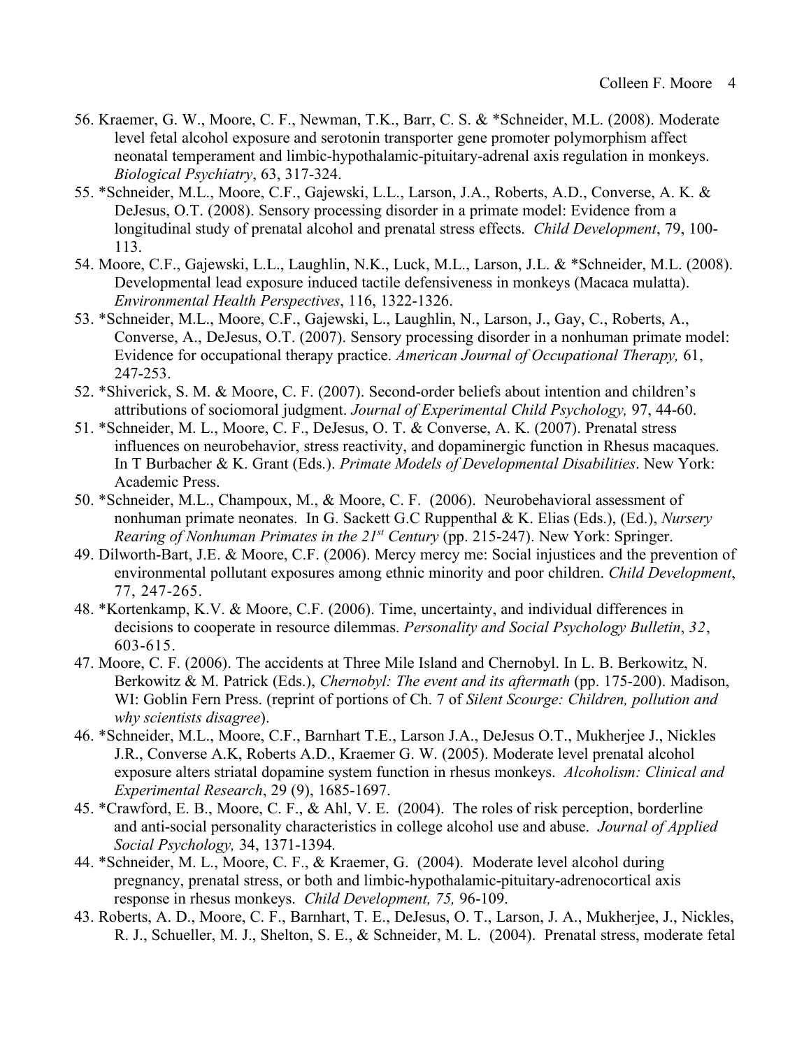56. Kraemer, G. W., Moore, C. F., Newman, T.K., Barr, C. S. & *Schneider, M.L. (2008). Moderate level fetal alcohol exposure and serotonin transporter gene promoter polymorphism affect neonatal temperament and limbic-hypothalamic-pituitary-adrenal axis regulation in monkeys. *Biological Psychiatry*, 63, 317-324.

55. *Schneider, M.L., Moore, C.F., Gajewski, L.L., Larson, J.A., Roberts, A.D., Converse, A. K. & DeJesus, O.T. (2008). Sensory processing disorder in a primate model: Evidence from a longitudinal study of prenatal alcohol and prenatal stress effects. *Child Development*, 79, 100-113.

54. Moore, C.F., Gajewski, L.L., Laughlin, N.K., Luck, M.L., Larson, J.L. & *Schneider, M.L. (2008). Developmental lead exposure induced tactile defensiveness in monkeys (Macaca mulatta). *Environmental Health Perspectives*, 116, 1322-1326.

53. *Schneider, M.L., Moore, C.F., Gajewski, L., Laughlin, N., Larson, J., Gay, C., Roberts, A., Converse, A., DeJesus, O.T. (2007). Sensory processing disorder in a nonhuman primate model: Evidence for occupational therapy practice. *American Journal of Occupational Therapy,* 61, 247-253.

52. *Shiverick, S. M. & Moore, C. F. (2007). Second-order beliefs about intention and children's attributions of sociomoral judgment. *Journal of Experimental Child Psychology,* 97, 44-60.

51. *Schneider, M. L., Moore, C. F., DeJesus, O. T. & Converse, A. K. (2007). Prenatal stress influences on neurobehavior, stress reactivity, and dopaminergic function in Rhesus macaques. In T Burbacher & K. Grant (Eds.). *Primate Models of Developmental Disabilities*. New York: Academic Press.

50. *Schneider, M.L., Champoux, M., & Moore, C. F. (2006). Neurobehavioral assessment of nonhuman primate neonates. In G. Sackett G.C Ruppenthal & K. Elias (Eds.), (Ed.), *Nursery Rearing of Nonhuman Primates in the 21st Century* (pp. 215-247). New York: Springer.

49. Dilworth-Bart, J.E. & Moore, C.F. (2006). Mercy mercy me: Social injustices and the prevention of environmental pollutant exposures among ethnic minority and poor children. *Child Development*, 77, 247-265.

48. *Kortenkamp, K.V. & Moore, C.F. (2006). Time, uncertainty, and individual differences in decisions to cooperate in resource dilemmas. *Personality and Social Psychology Bulletin*, *32*, 603-615.

47. Moore, C. F. (2006). The accidents at Three Mile Island and Chernobyl. In L. B. Berkowitz, N. Berkowitz & M. Patrick (Eds.), *Chernobyl: The event and its aftermath* (pp. 175-200). Madison, WI: Goblin Fern Press. (reprint of portions of Ch. 7 of *Silent Scourge: Children, pollution and why scientists disagree*).

46. *Schneider, M.L., Moore, C.F., Barnhart T.E., Larson J.A., DeJesus O.T., Mukherjee J., Nickles J.R., Converse A.K, Roberts A.D., Kraemer G. W. (2005). Moderate level prenatal alcohol exposure alters striatal dopamine system function in rhesus monkeys. *Alcoholism: Clinical and Experimental Research*, 29 (9), 1685-1697.

45. *Crawford, E. B., Moore, C. F., & Ahl, V. E. (2004). The roles of risk perception, borderline and anti-social personality characteristics in college alcohol use and abuse. *Journal of Applied Social Psychology,* 34, 1371-1394*.*

44. *Schneider, M. L., Moore, C. F., & Kraemer, G. (2004). Moderate level alcohol during pregnancy, prenatal stress, or both and limbic-hypothalamic-pituitary-adrenocortical axis response in rhesus monkeys. *Child Development, 75,* 96-109.

43. Roberts, A. D., Moore, C. F., Barnhart, T. E., DeJesus, O. T., Larson, J. A., Mukherjee, J., Nickles, R. J., Schueller, M. J., Shelton, S. E., & Schneider, M. L. (2004). Prenatal stress, moderate fetal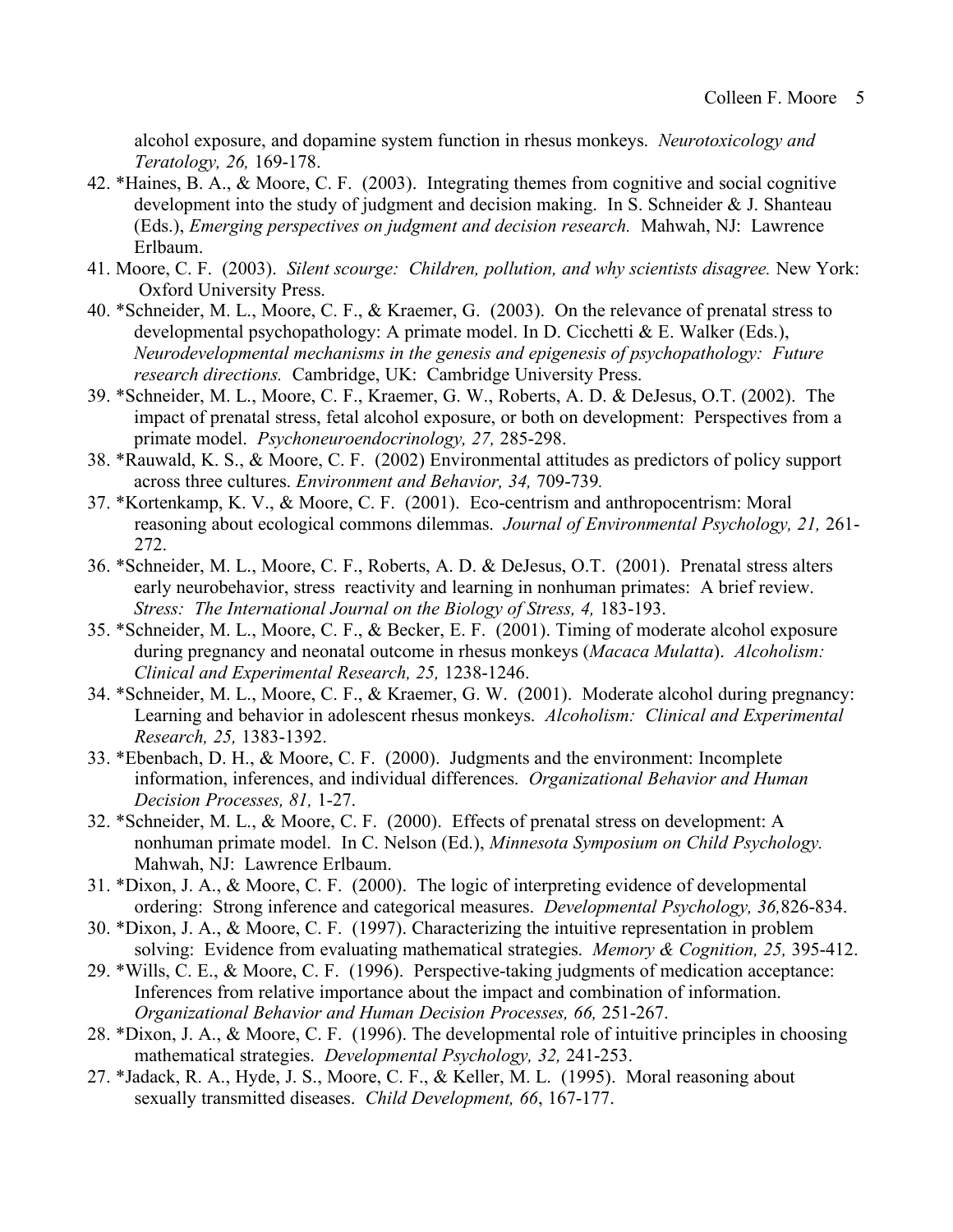alcohol exposure, and dopamine system function in rhesus monkeys. *Neurotoxicology and Teratology, 26,* 169-178.

42. *Haines, B. A., & Moore, C. F. (2003). Integrating themes from cognitive and social cognitive development into the study of judgment and decision making. In S. Schneider & J. Shanteau (Eds.), *Emerging perspectives on judgment and decision research.* Mahwah, NJ: Lawrence Erlbaum.
41. Moore, C. F. (2003). *Silent scourge: Children, pollution, and why scientists disagree.* New York: Oxford University Press.
40. *Schneider, M. L., Moore, C. F., & Kraemer, G. (2003). On the relevance of prenatal stress to developmental psychopathology: A primate model. In D. Cicchetti & E. Walker (Eds.), *Neurodevelopmental mechanisms in the genesis and epigenesis of psychopathology: Future research directions.* Cambridge, UK: Cambridge University Press.
39. *Schneider, M. L., Moore, C. F., Kraemer, G. W., Roberts, A. D. & DeJesus, O.T. (2002). The impact of prenatal stress, fetal alcohol exposure, or both on development: Perspectives from a primate model. *Psychoneuroendocrinology, 27,* 285-298.
38. *Rauwald, K. S., & Moore, C. F. (2002) Environmental attitudes as predictors of policy support across three cultures. *Environment and Behavior, 34,* 709-739.
37. *Kortenkamp, K. V., & Moore, C. F. (2001). Eco-centrism and anthropocentrism: Moral reasoning about ecological commons dilemmas. *Journal of Environmental Psychology, 21,* 261-272.
36. *Schneider, M. L., Moore, C. F., Roberts, A. D. & DeJesus, O.T. (2001). Prenatal stress alters early neurobehavior, stress reactivity and learning in nonhuman primates: A brief review. *Stress: The International Journal on the Biology of Stress, 4,* 183-193.
35. *Schneider, M. L., Moore, C. F., & Becker, E. F. (2001). Timing of moderate alcohol exposure during pregnancy and neonatal outcome in rhesus monkeys (*Macaca Mulatta*). *Alcoholism: Clinical and Experimental Research, 25,* 1238-1246.
34. *Schneider, M. L., Moore, C. F., & Kraemer, G. W. (2001). Moderate alcohol during pregnancy: Learning and behavior in adolescent rhesus monkeys. *Alcoholism: Clinical and Experimental Research, 25,* 1383-1392.
33. *Ebenbach, D. H., & Moore, C. F. (2000). Judgments and the environment: Incomplete information, inferences, and individual differences. *Organizational Behavior and Human Decision Processes, 81,* 1-27.
32. *Schneider, M. L., & Moore, C. F. (2000). Effects of prenatal stress on development: A nonhuman primate model. In C. Nelson (Ed.), *Minnesota Symposium on Child Psychology.* Mahwah, NJ: Lawrence Erlbaum.
31. *Dixon, J. A., & Moore, C. F. (2000). The logic of interpreting evidence of developmental ordering: Strong inference and categorical measures. *Developmental Psychology, 36,*826-834.
30. *Dixon, J. A., & Moore, C. F. (1997). Characterizing the intuitive representation in problem solving: Evidence from evaluating mathematical strategies. *Memory & Cognition, 25,* 395-412.
29. *Wills, C. E., & Moore, C. F. (1996). Perspective-taking judgments of medication acceptance: Inferences from relative importance about the impact and combination of information. *Organizational Behavior and Human Decision Processes, 66,* 251-267.
28. *Dixon, J. A., & Moore, C. F. (1996). The developmental role of intuitive principles in choosing mathematical strategies. *Developmental Psychology, 32,* 241-253.
27. *Jadack, R. A., Hyde, J. S., Moore, C. F., & Keller, M. L. (1995). Moral reasoning about sexually transmitted diseases. *Child Development, 66*, 167-177.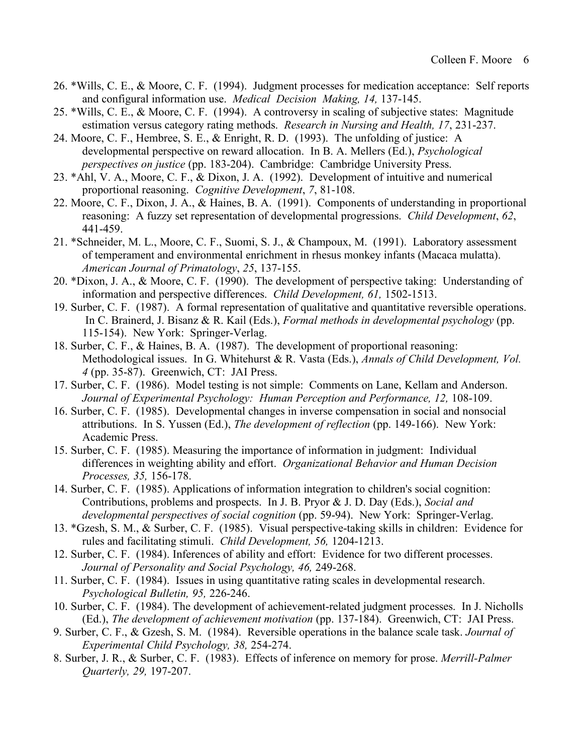26. *Wills, C. E., & Moore, C. F. (1994). Judgment processes for medication acceptance: Self reports and configural information use. *Medical Decision Making, 14,* 137-145.
25. *Wills, C. E., & Moore, C. F. (1994). A controversy in scaling of subjective states: Magnitude estimation versus category rating methods. *Research in Nursing and Health, 17*, 231-237.
24. Moore, C. F., Hembree, S. E., & Enright, R. D. (1993). The unfolding of justice: A developmental perspective on reward allocation. In B. A. Mellers (Ed.), *Psychological perspectives on justice* (pp. 183-204). Cambridge: Cambridge University Press.
23. *Ahl, V. A., Moore, C. F., & Dixon, J. A. (1992). Development of intuitive and numerical proportional reasoning. *Cognitive Development*, *7*, 81-108.
22. Moore, C. F., Dixon, J. A., & Haines, B. A. (1991). Components of understanding in proportional reasoning: A fuzzy set representation of developmental progressions. *Child Development*, *62*, 441-459.
21. *Schneider, M. L., Moore, C. F., Suomi, S. J., & Champoux, M. (1991). Laboratory assessment of temperament and environmental enrichment in rhesus monkey infants (Macaca mulatta). *American Journal of Primatology*, *25*, 137-155.
20. *Dixon, J. A., & Moore, C. F. (1990). The development of perspective taking: Understanding of information and perspective differences. *Child Development, 61,* 1502-1513.
19. Surber, C. F. (1987). A formal representation of qualitative and quantitative reversible operations. In C. Brainerd, J. Bisanz & R. Kail (Eds.), *Formal methods in developmental psychology* (pp. 115-154). New York: Springer-Verlag.
18. Surber, C. F., & Haines, B. A. (1987). The development of proportional reasoning: Methodological issues. In G. Whitehurst & R. Vasta (Eds.), *Annals of Child Development, Vol. 4* (pp. 35-87). Greenwich, CT: JAI Press.
17. Surber, C. F. (1986). Model testing is not simple: Comments on Lane, Kellam and Anderson. *Journal of Experimental Psychology: Human Perception and Performance, 12,* 108-109.
16. Surber, C. F. (1985). Developmental changes in inverse compensation in social and nonsocial attributions. In S. Yussen (Ed.), *The development of reflection* (pp. 149-166). New York: Academic Press.
15. Surber, C. F. (1985). Measuring the importance of information in judgment: Individual differences in weighting ability and effort. *Organizational Behavior and Human Decision Processes, 35,* 156-178.
14. Surber, C. F. (1985). Applications of information integration to children's social cognition: Contributions, problems and prospects. In J. B. Pryor & J. D. Day (Eds.), *Social and developmental perspectives of social cognition* (pp. 59-94). New York: Springer-Verlag.
13. *Gzesh, S. M., & Surber, C. F. (1985). Visual perspective-taking skills in children: Evidence for rules and facilitating stimuli. *Child Development, 56,* 1204-1213.
12. Surber, C. F. (1984). Inferences of ability and effort: Evidence for two different processes. *Journal of Personality and Social Psychology, 46,* 249-268.
11. Surber, C. F. (1984). Issues in using quantitative rating scales in developmental research. *Psychological Bulletin, 95,* 226-246.
10. Surber, C. F. (1984). The development of achievement-related judgment processes. In J. Nicholls (Ed.), *The development of achievement motivation* (pp. 137-184). Greenwich, CT: JAI Press.
9. Surber, C. F., & Gzesh, S. M. (1984). Reversible operations in the balance scale task. *Journal of Experimental Child Psychology, 38,* 254-274.
8. Surber, J. R., & Surber, C. F. (1983). Effects of inference on memory for prose. *Merrill-Palmer Quarterly, 29,* 197-207.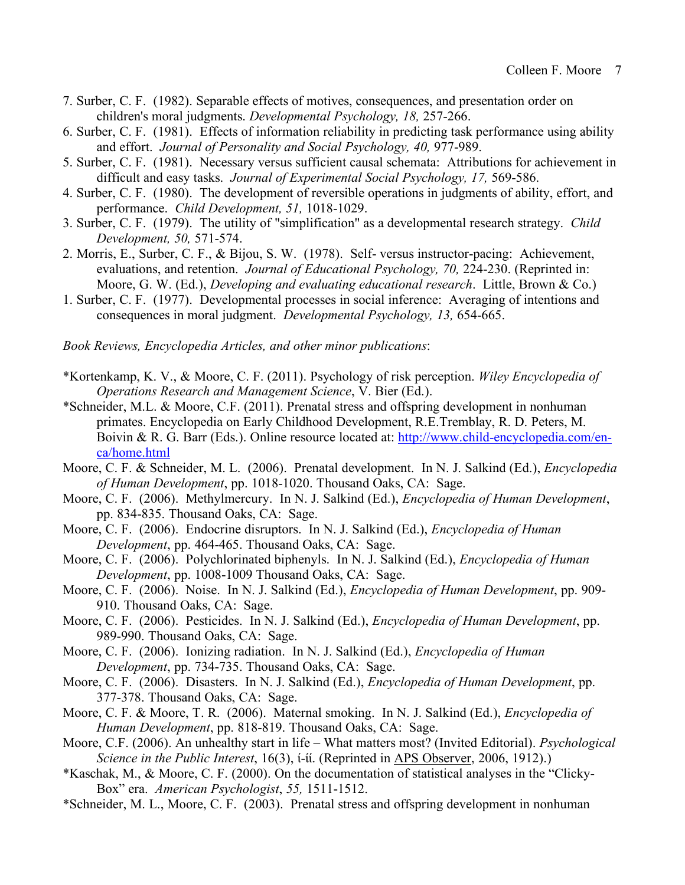7. Surber, C. F. (1982). Separable effects of motives, consequences, and presentation order on children's moral judgments. *Developmental Psychology, 18,* 257-266.

6. Surber, C. F. (1981). Effects of information reliability in predicting task performance using ability and effort. *Journal of Personality and Social Psychology, 40,* 977-989.

5. Surber, C. F. (1981). Necessary versus sufficient causal schemata: Attributions for achievement in difficult and easy tasks. *Journal of Experimental Social Psychology, 17,* 569-586.

4. Surber, C. F. (1980). The development of reversible operations in judgments of ability, effort, and performance. *Child Development, 51,* 1018-1029.

3. Surber, C. F. (1979). The utility of "simplification" as a developmental research strategy. *Child Development, 50,* 571-574.

2. Morris, E., Surber, C. F., & Bijou, S. W. (1978). Self- versus instructor-pacing: Achievement, evaluations, and retention. *Journal of Educational Psychology, 70,* 224-230. (Reprinted in: Moore, G. W. (Ed.), *Developing and evaluating educational research*. Little, Brown & Co.)

1. Surber, C. F. (1977). Developmental processes in social inference: Averaging of intentions and consequences in moral judgment. *Developmental Psychology, 13,* 654-665.

*Book Reviews, Encyclopedia Articles, and other minor publications*:

*Kortenkamp, K. V., & Moore, C. F. (2011). Psychology of risk perception. *Wiley Encyclopedia of Operations Research and Management Science*, V. Bier (Ed.).

*Schneider, M.L. & Moore, C.F. (2011). Prenatal stress and offspring development in nonhuman primates. Encyclopedia on Early Childhood Development, R.E.Tremblay, R. D. Peters, M. Boivin & R. G. Barr (Eds.). Online resource located at: http://www.child-encyclopedia.com/en-ca/home.html

Moore, C. F. & Schneider, M. L. (2006). Prenatal development. In N. J. Salkind (Ed.), *Encyclopedia of Human Development*, pp. 1018-1020. Thousand Oaks, CA: Sage.

Moore, C. F. (2006). Methylmercury. In N. J. Salkind (Ed.), *Encyclopedia of Human Development*, pp. 834-835. Thousand Oaks, CA: Sage.

Moore, C. F. (2006). Endocrine disruptors. In N. J. Salkind (Ed.), *Encyclopedia of Human Development*, pp. 464-465. Thousand Oaks, CA: Sage.

Moore, C. F. (2006). Polychlorinated biphenyls. In N. J. Salkind (Ed.), *Encyclopedia of Human Development*, pp. 1008-1009 Thousand Oaks, CA: Sage.

Moore, C. F. (2006). Noise. In N. J. Salkind (Ed.), *Encyclopedia of Human Development*, pp. 909-910. Thousand Oaks, CA: Sage.

Moore, C. F. (2006). Pesticides. In N. J. Salkind (Ed.), *Encyclopedia of Human Development*, pp. 989-990. Thousand Oaks, CA: Sage.

Moore, C. F. (2006). Ionizing radiation. In N. J. Salkind (Ed.), *Encyclopedia of Human Development*, pp. 734-735. Thousand Oaks, CA: Sage.

Moore, C. F. (2006). Disasters. In N. J. Salkind (Ed.), *Encyclopedia of Human Development*, pp. 377-378. Thousand Oaks, CA: Sage.

Moore, C. F. & Moore, T. R. (2006). Maternal smoking. In N. J. Salkind (Ed.), *Encyclopedia of Human Development*, pp. 818-819. Thousand Oaks, CA: Sage.

Moore, C.F. (2006). An unhealthy start in life – What matters most? (Invited Editorial). *Psychological Science in the Public Interest*, 16(3), í-íí. (Reprinted in APS Observer, 2006, 1912).)

*Kaschak, M., & Moore, C. F. (2000). On the documentation of statistical analyses in the "Clicky-Box" era. *American Psychologist*, *55,* 1511-1512.

*Schneider, M. L., Moore, C. F. (2003). Prenatal stress and offspring development in nonhuman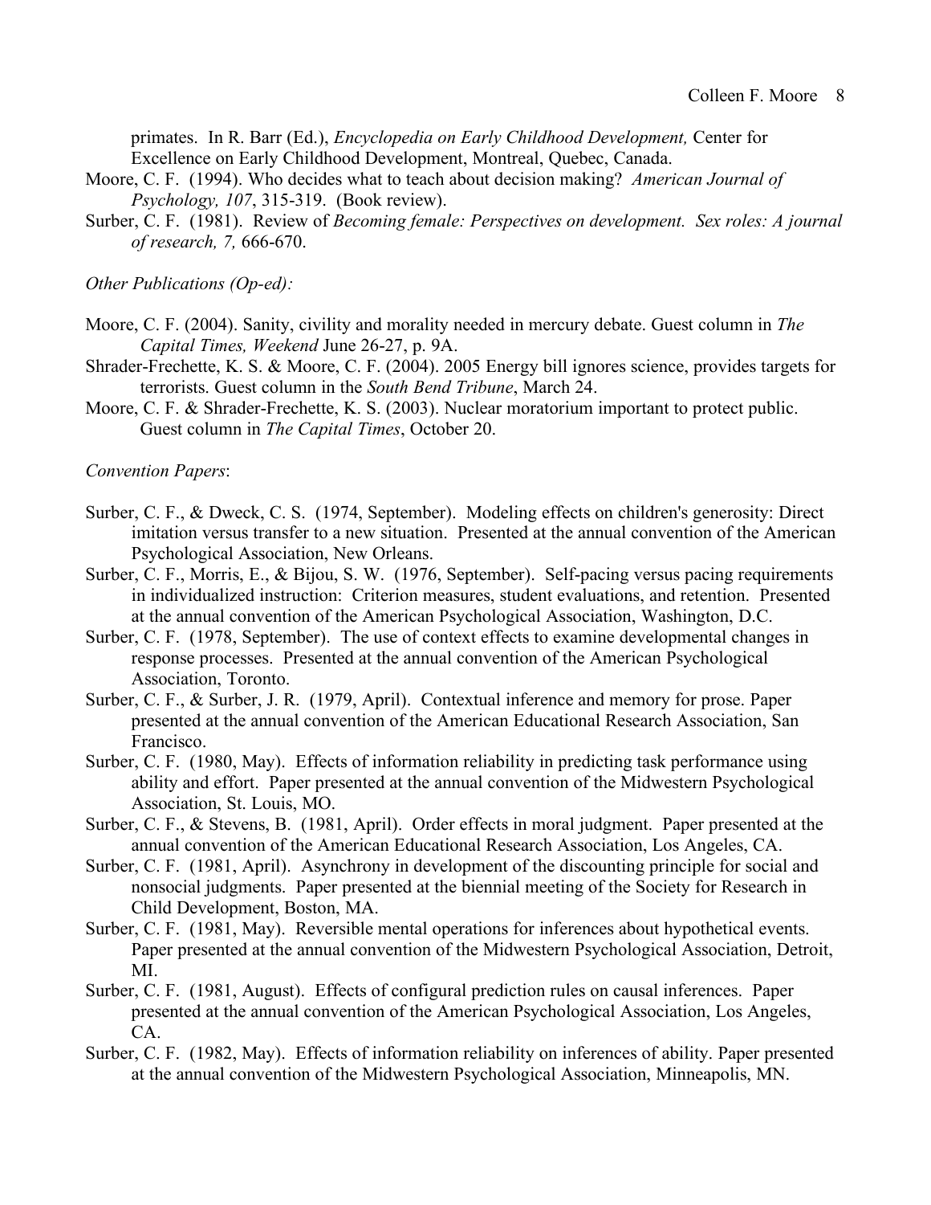primates. In R. Barr (Ed.), *Encyclopedia on Early Childhood Development,* Center for Excellence on Early Childhood Development, Montreal, Quebec, Canada.

Moore, C. F. (1994). Who decides what to teach about decision making? *American Journal of Psychology, 107*, 315-319. (Book review).

Surber, C. F. (1981). Review of *Becoming female: Perspectives on development. Sex roles: A journal of research, 7,* 666-670.

*Other Publications (Op-ed):*

Moore, C. F. (2004). Sanity, civility and morality needed in mercury debate. Guest column in *The Capital Times, Weekend* June 26-27, p. 9A.

Shrader-Frechette, K. S. & Moore, C. F. (2004). 2005 Energy bill ignores science, provides targets for terrorists. Guest column in the *South Bend Tribune*, March 24.

Moore, C. F. & Shrader-Frechette, K. S. (2003). Nuclear moratorium important to protect public. Guest column in *The Capital Times*, October 20.

*Convention Papers*:

Surber, C. F., & Dweck, C. S. (1974, September). Modeling effects on children's generosity: Direct imitation versus transfer to a new situation. Presented at the annual convention of the American Psychological Association, New Orleans.

Surber, C. F., Morris, E., & Bijou, S. W. (1976, September). Self-pacing versus pacing requirements in individualized instruction: Criterion measures, student evaluations, and retention. Presented at the annual convention of the American Psychological Association, Washington, D.C.

Surber, C. F. (1978, September). The use of context effects to examine developmental changes in response processes. Presented at the annual convention of the American Psychological Association, Toronto.

Surber, C. F., & Surber, J. R. (1979, April). Contextual inference and memory for prose. Paper presented at the annual convention of the American Educational Research Association, San Francisco.

Surber, C. F. (1980, May). Effects of information reliability in predicting task performance using ability and effort. Paper presented at the annual convention of the Midwestern Psychological Association, St. Louis, MO.

Surber, C. F., & Stevens, B. (1981, April). Order effects in moral judgment. Paper presented at the annual convention of the American Educational Research Association, Los Angeles, CA.

Surber, C. F. (1981, April). Asynchrony in development of the discounting principle for social and nonsocial judgments. Paper presented at the biennial meeting of the Society for Research in Child Development, Boston, MA.

Surber, C. F. (1981, May). Reversible mental operations for inferences about hypothetical events. Paper presented at the annual convention of the Midwestern Psychological Association, Detroit, MI.

Surber, C. F. (1981, August). Effects of configural prediction rules on causal inferences. Paper presented at the annual convention of the American Psychological Association, Los Angeles, CA.

Surber, C. F. (1982, May). Effects of information reliability on inferences of ability. Paper presented at the annual convention of the Midwestern Psychological Association, Minneapolis, MN.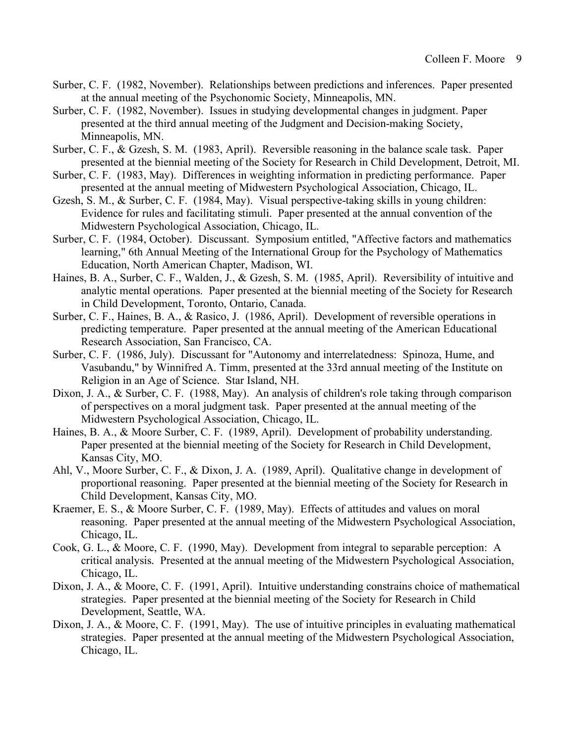Surber, C. F. (1982, November). Relationships between predictions and inferences. Paper presented at the annual meeting of the Psychonomic Society, Minneapolis, MN.

Surber, C. F. (1982, November). Issues in studying developmental changes in judgment. Paper presented at the third annual meeting of the Judgment and Decision-making Society, Minneapolis, MN.

Surber, C. F., & Gzesh, S. M. (1983, April). Reversible reasoning in the balance scale task. Paper presented at the biennial meeting of the Society for Research in Child Development, Detroit, MI.

Surber, C. F. (1983, May). Differences in weighting information in predicting performance. Paper presented at the annual meeting of Midwestern Psychological Association, Chicago, IL.

Gzesh, S. M., & Surber, C. F. (1984, May). Visual perspective-taking skills in young children: Evidence for rules and facilitating stimuli. Paper presented at the annual convention of the Midwestern Psychological Association, Chicago, IL.

Surber, C. F. (1984, October). Discussant. Symposium entitled, "Affective factors and mathematics learning," 6th Annual Meeting of the International Group for the Psychology of Mathematics Education, North American Chapter, Madison, WI.

Haines, B. A., Surber, C. F., Walden, J., & Gzesh, S. M. (1985, April). Reversibility of intuitive and analytic mental operations. Paper presented at the biennial meeting of the Society for Research in Child Development, Toronto, Ontario, Canada.

Surber, C. F., Haines, B. A., & Rasico, J. (1986, April). Development of reversible operations in predicting temperature. Paper presented at the annual meeting of the American Educational Research Association, San Francisco, CA.

Surber, C. F. (1986, July). Discussant for "Autonomy and interrelatedness: Spinoza, Hume, and Vasubandu," by Winnifred A. Timm, presented at the 33rd annual meeting of the Institute on Religion in an Age of Science. Star Island, NH.

Dixon, J. A., & Surber, C. F. (1988, May). An analysis of children's role taking through comparison of perspectives on a moral judgment task. Paper presented at the annual meeting of the Midwestern Psychological Association, Chicago, IL.

Haines, B. A., & Moore Surber, C. F. (1989, April). Development of probability understanding. Paper presented at the biennial meeting of the Society for Research in Child Development, Kansas City, MO.

Ahl, V., Moore Surber, C. F., & Dixon, J. A. (1989, April). Qualitative change in development of proportional reasoning. Paper presented at the biennial meeting of the Society for Research in Child Development, Kansas City, MO.

Kraemer, E. S., & Moore Surber, C. F. (1989, May). Effects of attitudes and values on moral reasoning. Paper presented at the annual meeting of the Midwestern Psychological Association, Chicago, IL.

Cook, G. L., & Moore, C. F. (1990, May). Development from integral to separable perception: A critical analysis. Presented at the annual meeting of the Midwestern Psychological Association, Chicago, IL.

Dixon, J. A., & Moore, C. F. (1991, April). Intuitive understanding constrains choice of mathematical strategies. Paper presented at the biennial meeting of the Society for Research in Child Development, Seattle, WA.

Dixon, J. A., & Moore, C. F. (1991, May). The use of intuitive principles in evaluating mathematical strategies. Paper presented at the annual meeting of the Midwestern Psychological Association, Chicago, IL.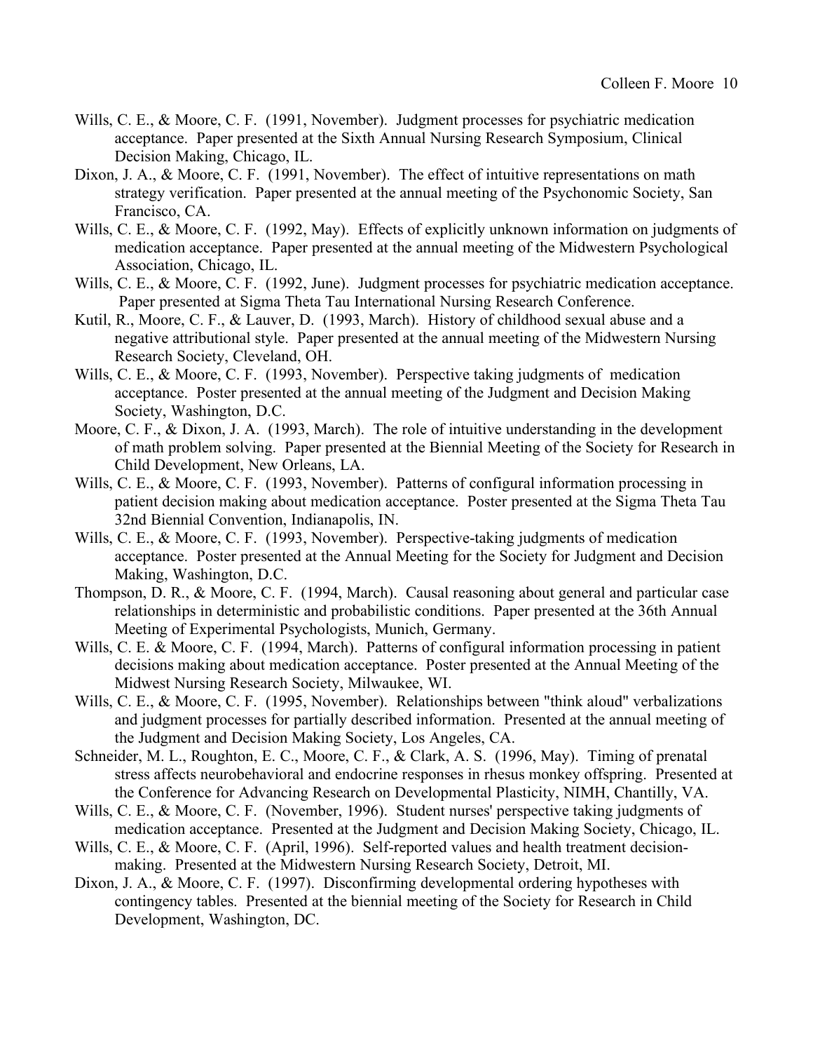Wills, C. E., & Moore, C. F. (1991, November). Judgment processes for psychiatric medication acceptance. Paper presented at the Sixth Annual Nursing Research Symposium, Clinical Decision Making, Chicago, IL.

Dixon, J. A., & Moore, C. F. (1991, November). The effect of intuitive representations on math strategy verification. Paper presented at the annual meeting of the Psychonomic Society, San Francisco, CA.

Wills, C. E., & Moore, C. F. (1992, May). Effects of explicitly unknown information on judgments of medication acceptance. Paper presented at the annual meeting of the Midwestern Psychological Association, Chicago, IL.

Wills, C. E., & Moore, C. F. (1992, June). Judgment processes for psychiatric medication acceptance. Paper presented at Sigma Theta Tau International Nursing Research Conference.

Kutil, R., Moore, C. F., & Lauver, D. (1993, March). History of childhood sexual abuse and a negative attributional style. Paper presented at the annual meeting of the Midwestern Nursing Research Society, Cleveland, OH.

Wills, C. E., & Moore, C. F. (1993, November). Perspective taking judgments of medication acceptance. Poster presented at the annual meeting of the Judgment and Decision Making Society, Washington, D.C.

Moore, C. F., & Dixon, J. A. (1993, March). The role of intuitive understanding in the development of math problem solving. Paper presented at the Biennial Meeting of the Society for Research in Child Development, New Orleans, LA.

Wills, C. E., & Moore, C. F. (1993, November). Patterns of configural information processing in patient decision making about medication acceptance. Poster presented at the Sigma Theta Tau 32nd Biennial Convention, Indianapolis, IN.

Wills, C. E., & Moore, C. F. (1993, November). Perspective-taking judgments of medication acceptance. Poster presented at the Annual Meeting for the Society for Judgment and Decision Making, Washington, D.C.

Thompson, D. R., & Moore, C. F. (1994, March). Causal reasoning about general and particular case relationships in deterministic and probabilistic conditions. Paper presented at the 36th Annual Meeting of Experimental Psychologists, Munich, Germany.

Wills, C. E. & Moore, C. F. (1994, March). Patterns of configural information processing in patient decisions making about medication acceptance. Poster presented at the Annual Meeting of the Midwest Nursing Research Society, Milwaukee, WI.

Wills, C. E., & Moore, C. F. (1995, November). Relationships between "think aloud" verbalizations and judgment processes for partially described information. Presented at the annual meeting of the Judgment and Decision Making Society, Los Angeles, CA.

Schneider, M. L., Roughton, E. C., Moore, C. F., & Clark, A. S. (1996, May). Timing of prenatal stress affects neurobehavioral and endocrine responses in rhesus monkey offspring. Presented at the Conference for Advancing Research on Developmental Plasticity, NIMH, Chantilly, VA.

Wills, C. E., & Moore, C. F. (November, 1996). Student nurses' perspective taking judgments of medication acceptance. Presented at the Judgment and Decision Making Society, Chicago, IL.

Wills, C. E., & Moore, C. F. (April, 1996). Self-reported values and health treatment decision-making. Presented at the Midwestern Nursing Research Society, Detroit, MI.

Dixon, J. A., & Moore, C. F. (1997). Disconfirming developmental ordering hypotheses with contingency tables. Presented at the biennial meeting of the Society for Research in Child Development, Washington, DC.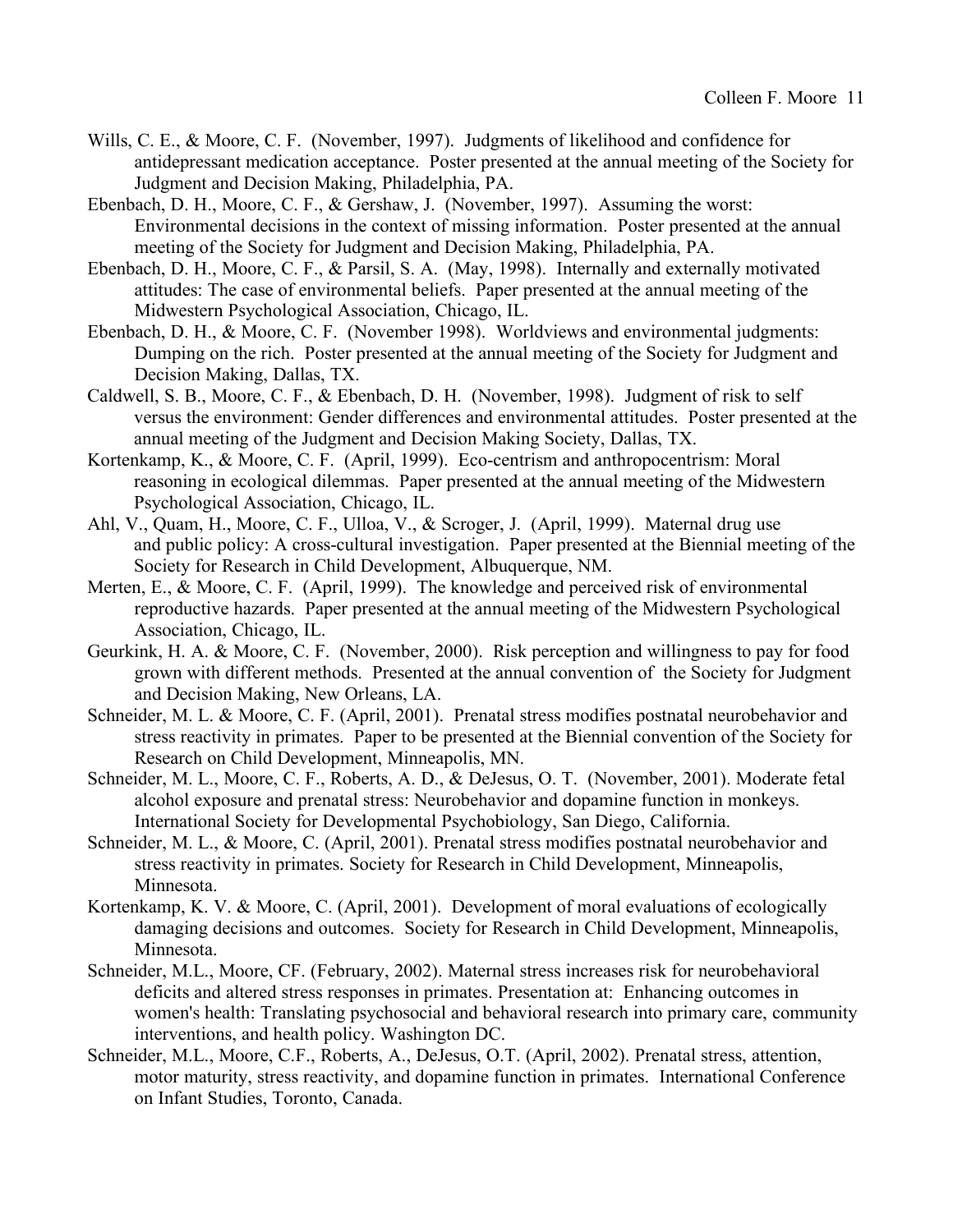Wills, C. E., & Moore, C. F. (November, 1997). Judgments of likelihood and confidence for antidepressant medication acceptance. Poster presented at the annual meeting of the Society for Judgment and Decision Making, Philadelphia, PA.

Ebenbach, D. H., Moore, C. F., & Gershaw, J. (November, 1997). Assuming the worst: Environmental decisions in the context of missing information. Poster presented at the annual meeting of the Society for Judgment and Decision Making, Philadelphia, PA.

Ebenbach, D. H., Moore, C. F., & Parsil, S. A. (May, 1998). Internally and externally motivated attitudes: The case of environmental beliefs. Paper presented at the annual meeting of the Midwestern Psychological Association, Chicago, IL.

Ebenbach, D. H., & Moore, C. F. (November 1998). Worldviews and environmental judgments: Dumping on the rich. Poster presented at the annual meeting of the Society for Judgment and Decision Making, Dallas, TX.

Caldwell, S. B., Moore, C. F., & Ebenbach, D. H. (November, 1998). Judgment of risk to self versus the environment: Gender differences and environmental attitudes. Poster presented at the annual meeting of the Judgment and Decision Making Society, Dallas, TX.

Kortenkamp, K., & Moore, C. F. (April, 1999). Eco-centrism and anthropocentrism: Moral reasoning in ecological dilemmas. Paper presented at the annual meeting of the Midwestern Psychological Association, Chicago, IL.

Ahl, V., Quam, H., Moore, C. F., Ulloa, V., & Scroger, J. (April, 1999). Maternal drug use and public policy: A cross-cultural investigation. Paper presented at the Biennial meeting of the Society for Research in Child Development, Albuquerque, NM.

Merten, E., & Moore, C. F. (April, 1999). The knowledge and perceived risk of environmental reproductive hazards. Paper presented at the annual meeting of the Midwestern Psychological Association, Chicago, IL.

Geurkink, H. A. & Moore, C. F. (November, 2000). Risk perception and willingness to pay for food grown with different methods. Presented at the annual convention of the Society for Judgment and Decision Making, New Orleans, LA.

Schneider, M. L. & Moore, C. F. (April, 2001). Prenatal stress modifies postnatal neurobehavior and stress reactivity in primates. Paper to be presented at the Biennial convention of the Society for Research on Child Development, Minneapolis, MN.

Schneider, M. L., Moore, C. F., Roberts, A. D., & DeJesus, O. T. (November, 2001). Moderate fetal alcohol exposure and prenatal stress: Neurobehavior and dopamine function in monkeys. International Society for Developmental Psychobiology, San Diego, California.

Schneider, M. L., & Moore, C. (April, 2001). Prenatal stress modifies postnatal neurobehavior and stress reactivity in primates. Society for Research in Child Development, Minneapolis, Minnesota.

Kortenkamp, K. V. & Moore, C. (April, 2001). Development of moral evaluations of ecologically damaging decisions and outcomes. Society for Research in Child Development, Minneapolis, Minnesota.

Schneider, M.L., Moore, CF. (February, 2002). Maternal stress increases risk for neurobehavioral deficits and altered stress responses in primates. Presentation at: Enhancing outcomes in women's health: Translating psychosocial and behavioral research into primary care, community interventions, and health policy. Washington DC.

Schneider, M.L., Moore, C.F., Roberts, A., DeJesus, O.T. (April, 2002). Prenatal stress, attention, motor maturity, stress reactivity, and dopamine function in primates. International Conference on Infant Studies, Toronto, Canada.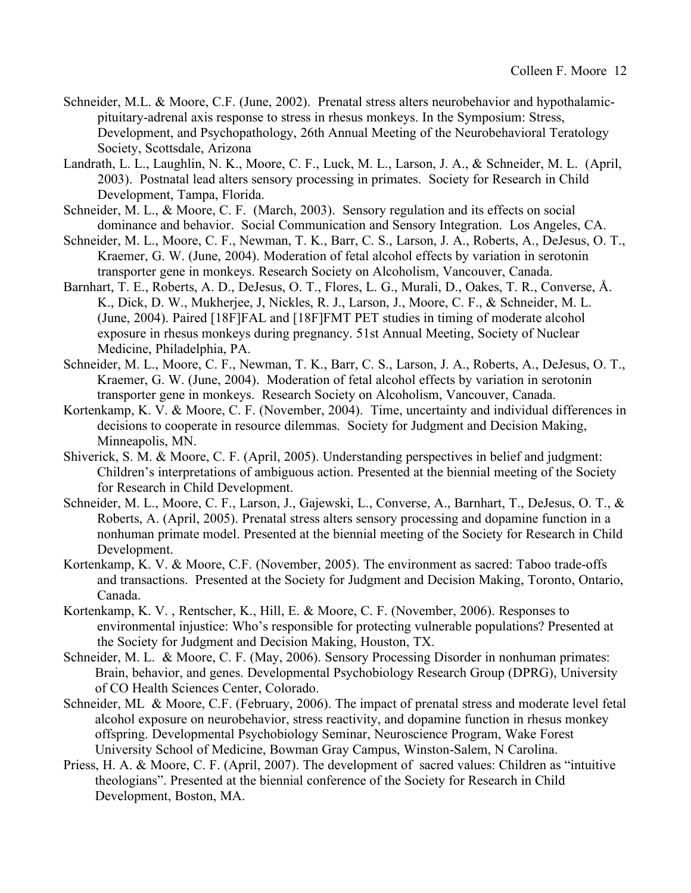Schneider, M.L. & Moore, C.F. (June, 2002). Prenatal stress alters neurobehavior and hypothalamic-pituitary-adrenal axis response to stress in rhesus monkeys. In the Symposium: Stress, Development, and Psychopathology, 26th Annual Meeting of the Neurobehavioral Teratology Society, Scottsdale, Arizona

Landrath, L. L., Laughlin, N. K., Moore, C. F., Luck, M. L., Larson, J. A., & Schneider, M. L. (April, 2003). Postnatal lead alters sensory processing in primates. Society for Research in Child Development, Tampa, Florida.

Schneider, M. L., & Moore, C. F. (March, 2003). Sensory regulation and its effects on social dominance and behavior. Social Communication and Sensory Integration. Los Angeles, CA.

Schneider, M. L., Moore, C. F., Newman, T. K., Barr, C. S., Larson, J. A., Roberts, A., DeJesus, O. T., Kraemer, G. W. (June, 2004). Moderation of fetal alcohol effects by variation in serotonin transporter gene in monkeys. Research Society on Alcoholism, Vancouver, Canada.

Barnhart, T. E., Roberts, A. D., DeJesus, O. T., Flores, L. G., Murali, D., Oakes, T. R., Converse, Å. K., Dick, D. W., Mukherjee, J, Nickles, R. J., Larson, J., Moore, C. F., & Schneider, M. L. (June, 2004). Paired [18F]FAL and [18F]FMT PET studies in timing of moderate alcohol exposure in rhesus monkeys during pregnancy. 51st Annual Meeting, Society of Nuclear Medicine, Philadelphia, PA.

Schneider, M. L., Moore, C. F., Newman, T. K., Barr, C. S., Larson, J. A., Roberts, A., DeJesus, O. T., Kraemer, G. W. (June, 2004). Moderation of fetal alcohol effects by variation in serotonin transporter gene in monkeys. Research Society on Alcoholism, Vancouver, Canada.

Kortenkamp, K. V. & Moore, C. F. (November, 2004). Time, uncertainty and individual differences in decisions to cooperate in resource dilemmas. Society for Judgment and Decision Making, Minneapolis, MN.

Shiverick, S. M. & Moore, C. F. (April, 2005). Understanding perspectives in belief and judgment: Children's interpretations of ambiguous action. Presented at the biennial meeting of the Society for Research in Child Development.

Schneider, M. L., Moore, C. F., Larson, J., Gajewski, L., Converse, A., Barnhart, T., DeJesus, O. T., & Roberts, A. (April, 2005). Prenatal stress alters sensory processing and dopamine function in a nonhuman primate model. Presented at the biennial meeting of the Society for Research in Child Development.

Kortenkamp, K. V. & Moore, C.F. (November, 2005). The environment as sacred: Taboo trade-offs and transactions. Presented at the Society for Judgment and Decision Making, Toronto, Ontario, Canada.

Kortenkamp, K. V. , Rentscher, K., Hill, E. & Moore, C. F. (November, 2006). Responses to environmental injustice: Who's responsible for protecting vulnerable populations? Presented at the Society for Judgment and Decision Making, Houston, TX.

Schneider, M. L. & Moore, C. F. (May, 2006). Sensory Processing Disorder in nonhuman primates: Brain, behavior, and genes. Developmental Psychobiology Research Group (DPRG), University of CO Health Sciences Center, Colorado.

Schneider, ML & Moore, C.F. (February, 2006). The impact of prenatal stress and moderate level fetal alcohol exposure on neurobehavior, stress reactivity, and dopamine function in rhesus monkey offspring. Developmental Psychobiology Seminar, Neuroscience Program, Wake Forest University School of Medicine, Bowman Gray Campus, Winston-Salem, N Carolina.

Priess, H. A. & Moore, C. F. (April, 2007). The development of sacred values: Children as "intuitive theologians". Presented at the biennial conference of the Society for Research in Child Development, Boston, MA.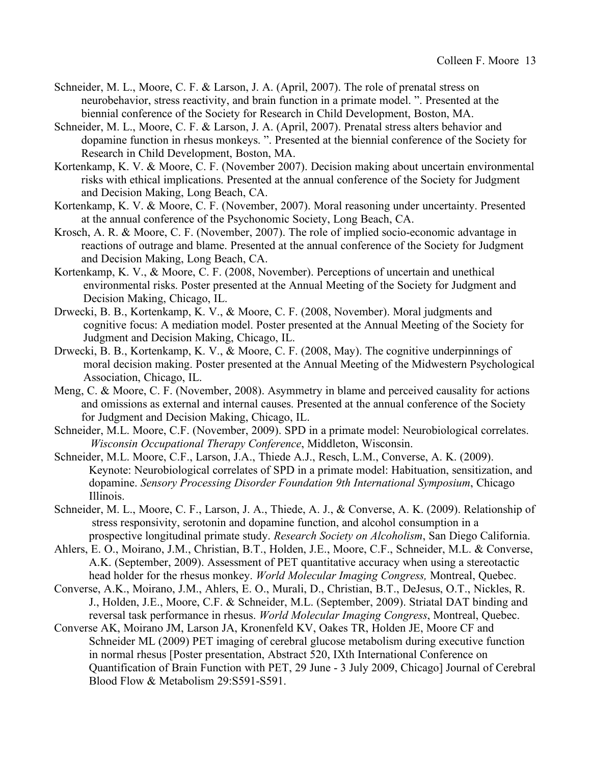Schneider, M. L., Moore, C. F. & Larson, J. A. (April, 2007). The role of prenatal stress on neurobehavior, stress reactivity, and brain function in a primate model. ". Presented at the biennial conference of the Society for Research in Child Development, Boston, MA.

Schneider, M. L., Moore, C. F. & Larson, J. A. (April, 2007). Prenatal stress alters behavior and dopamine function in rhesus monkeys. ". Presented at the biennial conference of the Society for Research in Child Development, Boston, MA.

Kortenkamp, K. V. & Moore, C. F. (November 2007). Decision making about uncertain environmental risks with ethical implications. Presented at the annual conference of the Society for Judgment and Decision Making, Long Beach, CA.

Kortenkamp, K. V. & Moore, C. F. (November, 2007). Moral reasoning under uncertainty. Presented at the annual conference of the Psychonomic Society, Long Beach, CA.

Krosch, A. R. & Moore, C. F. (November, 2007). The role of implied socio-economic advantage in reactions of outrage and blame. Presented at the annual conference of the Society for Judgment and Decision Making, Long Beach, CA.

Kortenkamp, K. V., & Moore, C. F. (2008, November). Perceptions of uncertain and unethical environmental risks. Poster presented at the Annual Meeting of the Society for Judgment and Decision Making, Chicago, IL.

Drwecki, B. B., Kortenkamp, K. V., & Moore, C. F. (2008, November). Moral judgments and cognitive focus: A mediation model. Poster presented at the Annual Meeting of the Society for Judgment and Decision Making, Chicago, IL.

Drwecki, B. B., Kortenkamp, K. V., & Moore, C. F. (2008, May). The cognitive underpinnings of moral decision making. Poster presented at the Annual Meeting of the Midwestern Psychological Association, Chicago, IL.

Meng, C. & Moore, C. F. (November, 2008). Asymmetry in blame and perceived causality for actions and omissions as external and internal causes. Presented at the annual conference of the Society for Judgment and Decision Making, Chicago, IL.

Schneider, M.L. Moore, C.F. (November, 2009). SPD in a primate model: Neurobiological correlates. *Wisconsin Occupational Therapy Conference*, Middleton, Wisconsin.

Schneider, M.L. Moore, C.F., Larson, J.A., Thiede A.J., Resch, L.M., Converse, A. K. (2009). Keynote: Neurobiological correlates of SPD in a primate model: Habituation, sensitization, and dopamine. *Sensory Processing Disorder Foundation 9th International Symposium*, Chicago Illinois.

Schneider, M. L., Moore, C. F., Larson, J. A., Thiede, A. J., & Converse, A. K. (2009). Relationship of stress responsivity, serotonin and dopamine function, and alcohol consumption in a prospective longitudinal primate study. *Research Society on Alcoholism*, San Diego California.

Ahlers, E. O., Moirano, J.M., Christian, B.T., Holden, J.E., Moore, C.F., Schneider, M.L. & Converse, A.K. (September, 2009). Assessment of PET quantitative accuracy when using a stereotactic head holder for the rhesus monkey. *World Molecular Imaging Congress,* Montreal, Quebec.

Converse, A.K., Moirano, J.M., Ahlers, E. O., Murali, D., Christian, B.T., DeJesus, O.T., Nickles, R. J., Holden, J.E., Moore, C.F. & Schneider, M.L. (September, 2009). Striatal DAT binding and reversal task performance in rhesus. *World Molecular Imaging Congress*, Montreal, Quebec.

Converse AK, Moirano JM, Larson JA, Kronenfeld KV, Oakes TR, Holden JE, Moore CF and Schneider ML (2009) PET imaging of cerebral glucose metabolism during executive function in normal rhesus [Poster presentation, Abstract 520, IXth International Conference on Quantification of Brain Function with PET, 29 June - 3 July 2009, Chicago] Journal of Cerebral Blood Flow & Metabolism 29:S591-S591.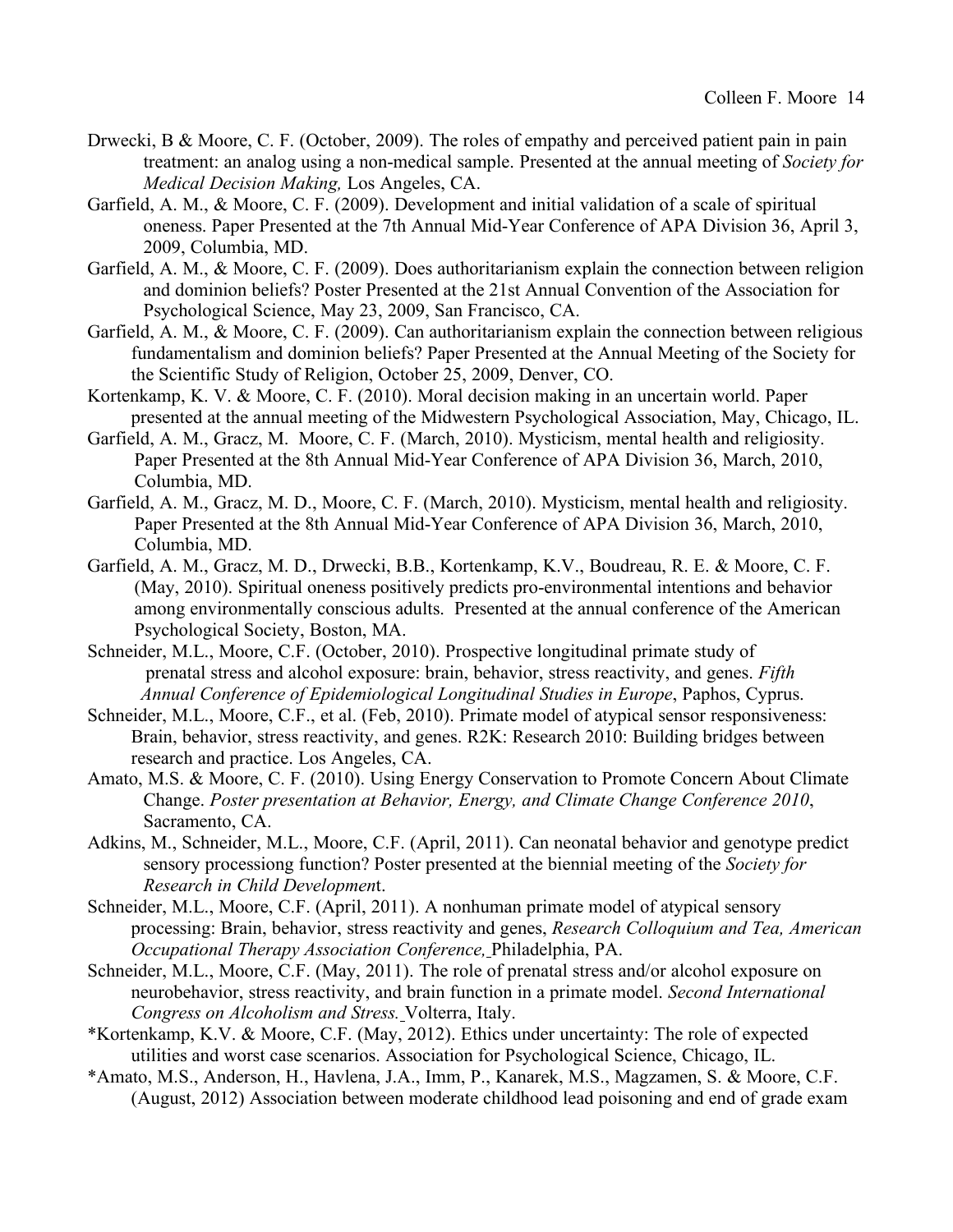Drwecki, B & Moore, C. F. (October, 2009). The roles of empathy and perceived patient pain in pain treatment: an analog using a non-medical sample. Presented at the annual meeting of *Society for Medical Decision Making,* Los Angeles, CA.

Garfield, A. M., & Moore, C. F. (2009). Development and initial validation of a scale of spiritual oneness. Paper Presented at the 7th Annual Mid-Year Conference of APA Division 36, April 3, 2009, Columbia, MD.

Garfield, A. M., & Moore, C. F. (2009). Does authoritarianism explain the connection between religion and dominion beliefs? Poster Presented at the 21st Annual Convention of the Association for Psychological Science, May 23, 2009, San Francisco, CA.

Garfield, A. M., & Moore, C. F. (2009). Can authoritarianism explain the connection between religious fundamentalism and dominion beliefs? Paper Presented at the Annual Meeting of the Society for the Scientific Study of Religion, October 25, 2009, Denver, CO.

Kortenkamp, K. V. & Moore, C. F. (2010). Moral decision making in an uncertain world. Paper presented at the annual meeting of the Midwestern Psychological Association, May, Chicago, IL.

Garfield, A. M., Gracz, M. Moore, C. F. (March, 2010). Mysticism, mental health and religiosity. Paper Presented at the 8th Annual Mid-Year Conference of APA Division 36, March, 2010, Columbia, MD.

Garfield, A. M., Gracz, M. D., Moore, C. F. (March, 2010). Mysticism, mental health and religiosity. Paper Presented at the 8th Annual Mid-Year Conference of APA Division 36, March, 2010, Columbia, MD.

Garfield, A. M., Gracz, M. D., Drwecki, B.B., Kortenkamp, K.V., Boudreau, R. E. & Moore, C. F. (May, 2010). Spiritual oneness positively predicts pro-environmental intentions and behavior among environmentally conscious adults. Presented at the annual conference of the American Psychological Society, Boston, MA.

Schneider, M.L., Moore, C.F. (October, 2010). Prospective longitudinal primate study of prenatal stress and alcohol exposure: brain, behavior, stress reactivity, and genes. *Fifth Annual Conference of Epidemiological Longitudinal Studies in Europe*, Paphos, Cyprus.

Schneider, M.L., Moore, C.F., et al. (Feb, 2010). Primate model of atypical sensor responsiveness: Brain, behavior, stress reactivity, and genes. R2K: Research 2010: Building bridges between research and practice. Los Angeles, CA.

Amato, M.S. & Moore, C. F. (2010). Using Energy Conservation to Promote Concern About Climate Change. *Poster presentation at Behavior, Energy, and Climate Change Conference 2010*, Sacramento, CA.

Adkins, M., Schneider, M.L., Moore, C.F. (April, 2011). Can neonatal behavior and genotype predict sensory processiong function? Poster presented at the biennial meeting of the *Society for Research in Child Developmen*t.

Schneider, M.L., Moore, C.F. (April, 2011). A nonhuman primate model of atypical sensory processing: Brain, behavior, stress reactivity and genes, *Research Colloquium and Tea, American Occupational Therapy Association Conference,* Philadelphia, PA.

Schneider, M.L., Moore, C.F. (May, 2011). The role of prenatal stress and/or alcohol exposure on neurobehavior, stress reactivity, and brain function in a primate model. *Second International Congress on Alcoholism and Stress.* Volterra, Italy.

*Kortenkamp, K.V. & Moore, C.F. (May, 2012). Ethics under uncertainty: The role of expected utilities and worst case scenarios. Association for Psychological Science, Chicago, IL.

*Amato, M.S., Anderson, H., Havlena, J.A., Imm, P., Kanarek, M.S., Magzamen, S. & Moore, C.F. (August, 2012) Association between moderate childhood lead poisoning and end of grade exam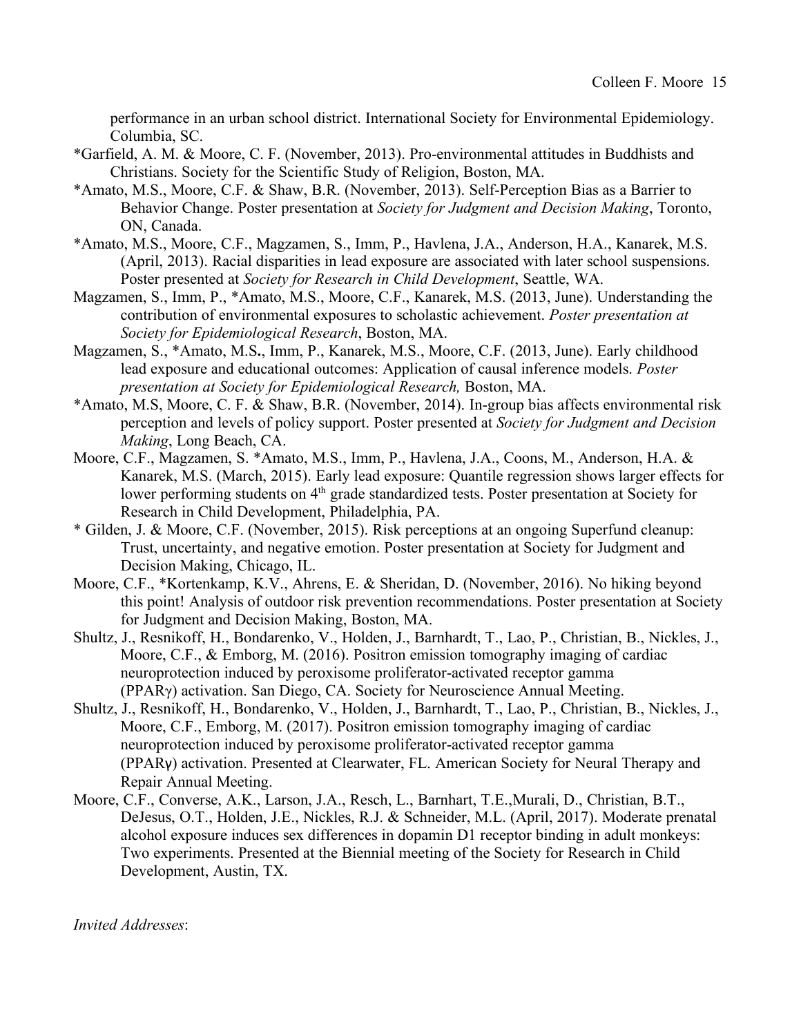performance in an urban school district. International Society for Environmental Epidemiology. Columbia, SC.

*Garfield, A. M. & Moore, C. F. (November, 2013). Pro-environmental attitudes in Buddhists and Christians. Society for the Scientific Study of Religion, Boston, MA.

*Amato, M.S., Moore, C.F. & Shaw, B.R. (November, 2013). Self-Perception Bias as a Barrier to Behavior Change. Poster presentation at *Society for Judgment and Decision Making*, Toronto, ON, Canada.

*Amato, M.S., Moore, C.F., Magzamen, S., Imm, P., Havlena, J.A., Anderson, H.A., Kanarek, M.S. (April, 2013). Racial disparities in lead exposure are associated with later school suspensions. Poster presented at *Society for Research in Child Development*, Seattle, WA.

Magzamen, S., Imm, P., *Amato, M.S., Moore, C.F., Kanarek, M.S. (2013, June). Understanding the contribution of environmental exposures to scholastic achievement. *Poster presentation at Society for Epidemiological Research*, Boston, MA.

Magzamen, S., *Amato, M.S**.**, Imm, P., Kanarek, M.S., Moore, C.F. (2013, June). Early childhood lead exposure and educational outcomes: Application of causal inference models. *Poster presentation at Society for Epidemiological Research,* Boston, MA.

*Amato, M.S, Moore, C. F. & Shaw, B.R. (November, 2014). In-group bias affects environmental risk perception and levels of policy support. Poster presented at *Society for Judgment and Decision Making*, Long Beach, CA.

Moore, C.F., Magzamen, S. *Amato, M.S., Imm, P., Havlena, J.A., Coons, M., Anderson, H.A. & Kanarek, M.S (March, 2015). Early lead exposure: Quantile regression shows larger effects for lower performing students on 4th grade standardized tests. Poster presentation at Society for Research in Child Development, Philadelphia, PA.

* Gilden, J. & Moore, C.F. (November, 2015). Risk perceptions at an ongoing Superfund cleanup: Trust, uncertainty, and negative emotion. Poster presentation at Society for Judgment and Decision Making, Chicago, IL.

Moore, C.F., *Kortenkamp, K.V., Ahrens, E. & Sheridan, D. (November, 2016). No hiking beyond this point! Analysis of outdoor risk prevention recommendations. Poster presentation at Society for Judgment and Decision Making, Boston, MA.

Shultz, J., Resnikoff, H., Bondarenko, V., Holden, J., Barnhardt, T., Lao, P., Christian, B., Nickles, J., Moore, C.F., & Emborg, M. (2016). Positron emission tomography imaging of cardiac neuroprotection induced by peroxisome proliferator-activated receptor gamma (PPARγ) activation. San Diego, CA. Society for Neuroscience Annual Meeting.

Shultz, J., Resnikoff, H., Bondarenko, V., Holden, J., Barnhardt, T., Lao, P., Christian, B., Nickles, J., Moore, C.F., Emborg, M. (2017). Positron emission tomography imaging of cardiac neuroprotection induced by peroxisome proliferator-activated receptor gamma (PPARγ) activation. Presented at Clearwater, FL. American Society for Neural Therapy and Repair Annual Meeting.

Moore, C.F., Converse, A.K., Larson, J.A., Resch, L., Barnhart, T.E.,Murali, D., Christian, B.T., DeJesus, O.T., Holden, J.E., Nickles, R.J. & Schneider, M.L. (April, 2017). Moderate prenatal alcohol exposure induces sex differences in dopamin D1 receptor binding in adult monkeys: Two experiments. Presented at the Biennial meeting of the Society for Research in Child Development, Austin, TX.

*Invited Addresses*: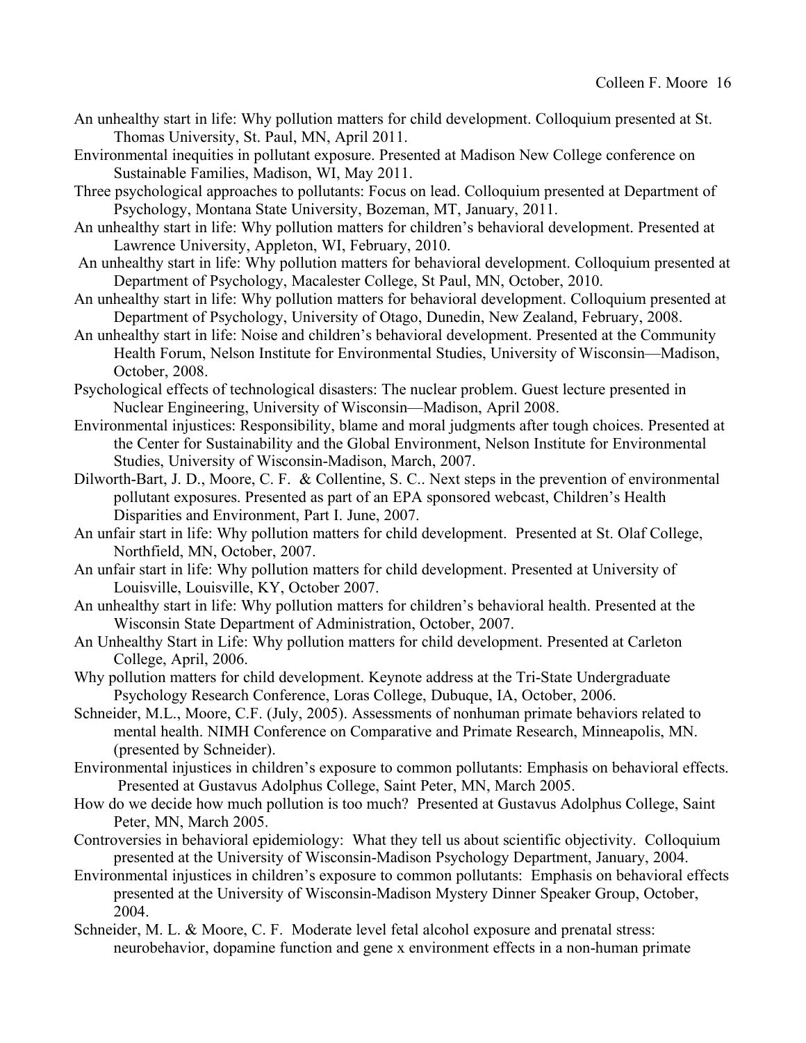An unhealthy start in life: Why pollution matters for child development. Colloquium presented at St. Thomas University, St. Paul, MN, April 2011.

Environmental inequities in pollutant exposure. Presented at Madison New College conference on Sustainable Families, Madison, WI, May 2011.

Three psychological approaches to pollutants: Focus on lead. Colloquium presented at Department of Psychology, Montana State University, Bozeman, MT, January, 2011.

An unhealthy start in life: Why pollution matters for children's behavioral development. Presented at Lawrence University, Appleton, WI, February, 2010.

An unhealthy start in life: Why pollution matters for behavioral development. Colloquium presented at Department of Psychology, Macalester College, St Paul, MN, October, 2010.

An unhealthy start in life: Why pollution matters for behavioral development. Colloquium presented at Department of Psychology, University of Otago, Dunedin, New Zealand, February, 2008.

An unhealthy start in life: Noise and children's behavioral development. Presented at the Community Health Forum, Nelson Institute for Environmental Studies, University of Wisconsin—Madison, October, 2008.

Psychological effects of technological disasters: The nuclear problem. Guest lecture presented in Nuclear Engineering, University of Wisconsin—Madison, April 2008.

Environmental injustices: Responsibility, blame and moral judgments after tough choices. Presented at the Center for Sustainability and the Global Environment, Nelson Institute for Environmental Studies, University of Wisconsin-Madison, March, 2007.

Dilworth-Bart, J. D., Moore, C. F. & Collentine, S. C.. Next steps in the prevention of environmental pollutant exposures. Presented as part of an EPA sponsored webcast, Children's Health Disparities and Environment, Part I. June, 2007.

An unfair start in life: Why pollution matters for child development. Presented at St. Olaf College, Northfield, MN, October, 2007.

An unfair start in life: Why pollution matters for child development. Presented at University of Louisville, Louisville, KY, October 2007.

An unhealthy start in life: Why pollution matters for children's behavioral health. Presented at the Wisconsin State Department of Administration, October, 2007.

An Unhealthy Start in Life: Why pollution matters for child development. Presented at Carleton College, April, 2006.

Why pollution matters for child development. Keynote address at the Tri-State Undergraduate Psychology Research Conference, Loras College, Dubuque, IA, October, 2006.

Schneider, M.L., Moore, C.F. (July, 2005). Assessments of nonhuman primate behaviors related to mental health. NIMH Conference on Comparative and Primate Research, Minneapolis, MN. (presented by Schneider).

Environmental injustices in children's exposure to common pollutants: Emphasis on behavioral effects. Presented at Gustavus Adolphus College, Saint Peter, MN, March 2005.

How do we decide how much pollution is too much? Presented at Gustavus Adolphus College, Saint Peter, MN, March 2005.

Controversies in behavioral epidemiology: What they tell us about scientific objectivity. Colloquium presented at the University of Wisconsin-Madison Psychology Department, January, 2004.

Environmental injustices in children's exposure to common pollutants: Emphasis on behavioral effects presented at the University of Wisconsin-Madison Mystery Dinner Speaker Group, October, 2004.

Schneider, M. L. & Moore, C. F. Moderate level fetal alcohol exposure and prenatal stress: neurobehavior, dopamine function and gene x environment effects in a non-human primate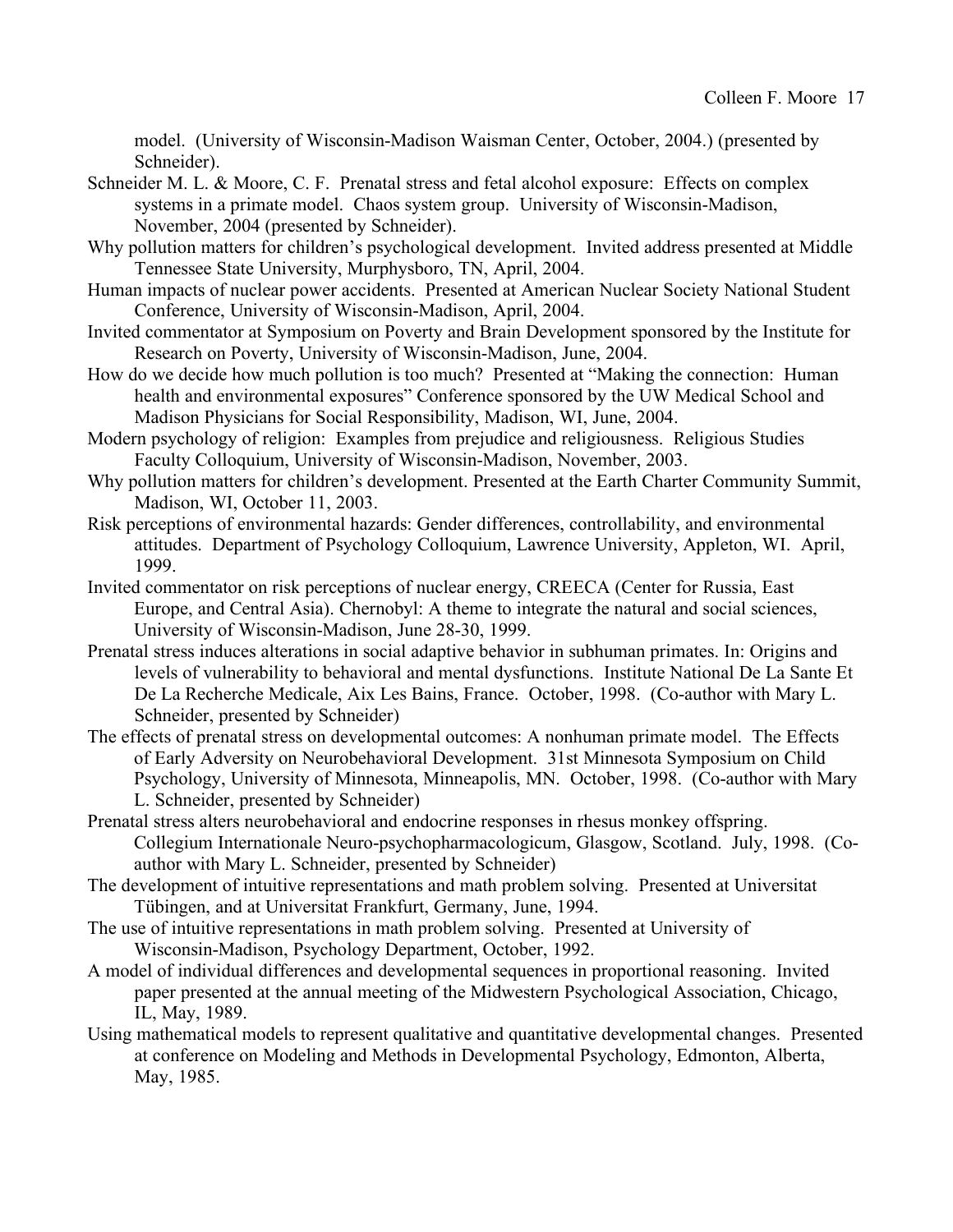model. (University of Wisconsin-Madison Waisman Center, October, 2004.) (presented by Schneider).

Schneider M. L. & Moore, C. F. Prenatal stress and fetal alcohol exposure: Effects on complex systems in a primate model. Chaos system group. University of Wisconsin-Madison, November, 2004 (presented by Schneider).

Why pollution matters for children's psychological development. Invited address presented at Middle Tennessee State University, Murphysboro, TN, April, 2004.

Human impacts of nuclear power accidents. Presented at American Nuclear Society National Student Conference, University of Wisconsin-Madison, April, 2004.

Invited commentator at Symposium on Poverty and Brain Development sponsored by the Institute for Research on Poverty, University of Wisconsin-Madison, June, 2004.

How do we decide how much pollution is too much? Presented at "Making the connection: Human health and environmental exposures" Conference sponsored by the UW Medical School and Madison Physicians for Social Responsibility, Madison, WI, June, 2004.

Modern psychology of religion: Examples from prejudice and religiousness. Religious Studies Faculty Colloquium, University of Wisconsin-Madison, November, 2003.

Why pollution matters for children's development. Presented at the Earth Charter Community Summit, Madison, WI, October 11, 2003.

Risk perceptions of environmental hazards: Gender differences, controllability, and environmental attitudes. Department of Psychology Colloquium, Lawrence University, Appleton, WI. April, 1999.

Invited commentator on risk perceptions of nuclear energy, CREECA (Center for Russia, East Europe, and Central Asia). Chernobyl: A theme to integrate the natural and social sciences, University of Wisconsin-Madison, June 28-30, 1999.

Prenatal stress induces alterations in social adaptive behavior in subhuman primates. In: Origins and levels of vulnerability to behavioral and mental dysfunctions. Institute National De La Sante Et De La Recherche Medicale, Aix Les Bains, France. October, 1998. (Co-author with Mary L. Schneider, presented by Schneider)

The effects of prenatal stress on developmental outcomes: A nonhuman primate model. The Effects of Early Adversity on Neurobehavioral Development. 31st Minnesota Symposium on Child Psychology, University of Minnesota, Minneapolis, MN. October, 1998. (Co-author with Mary L. Schneider, presented by Schneider)

Prenatal stress alters neurobehavioral and endocrine responses in rhesus monkey offspring. Collegium Internationale Neuro-psychopharmacologicum, Glasgow, Scotland. July, 1998. (Co-author with Mary L. Schneider, presented by Schneider)

The development of intuitive representations and math problem solving. Presented at Universitat Tübingen, and at Universitat Frankfurt, Germany, June, 1994.

The use of intuitive representations in math problem solving. Presented at University of Wisconsin-Madison, Psychology Department, October, 1992.

A model of individual differences and developmental sequences in proportional reasoning. Invited paper presented at the annual meeting of the Midwestern Psychological Association, Chicago, IL, May, 1989.

Using mathematical models to represent qualitative and quantitative developmental changes. Presented at conference on Modeling and Methods in Developmental Psychology, Edmonton, Alberta, May, 1985.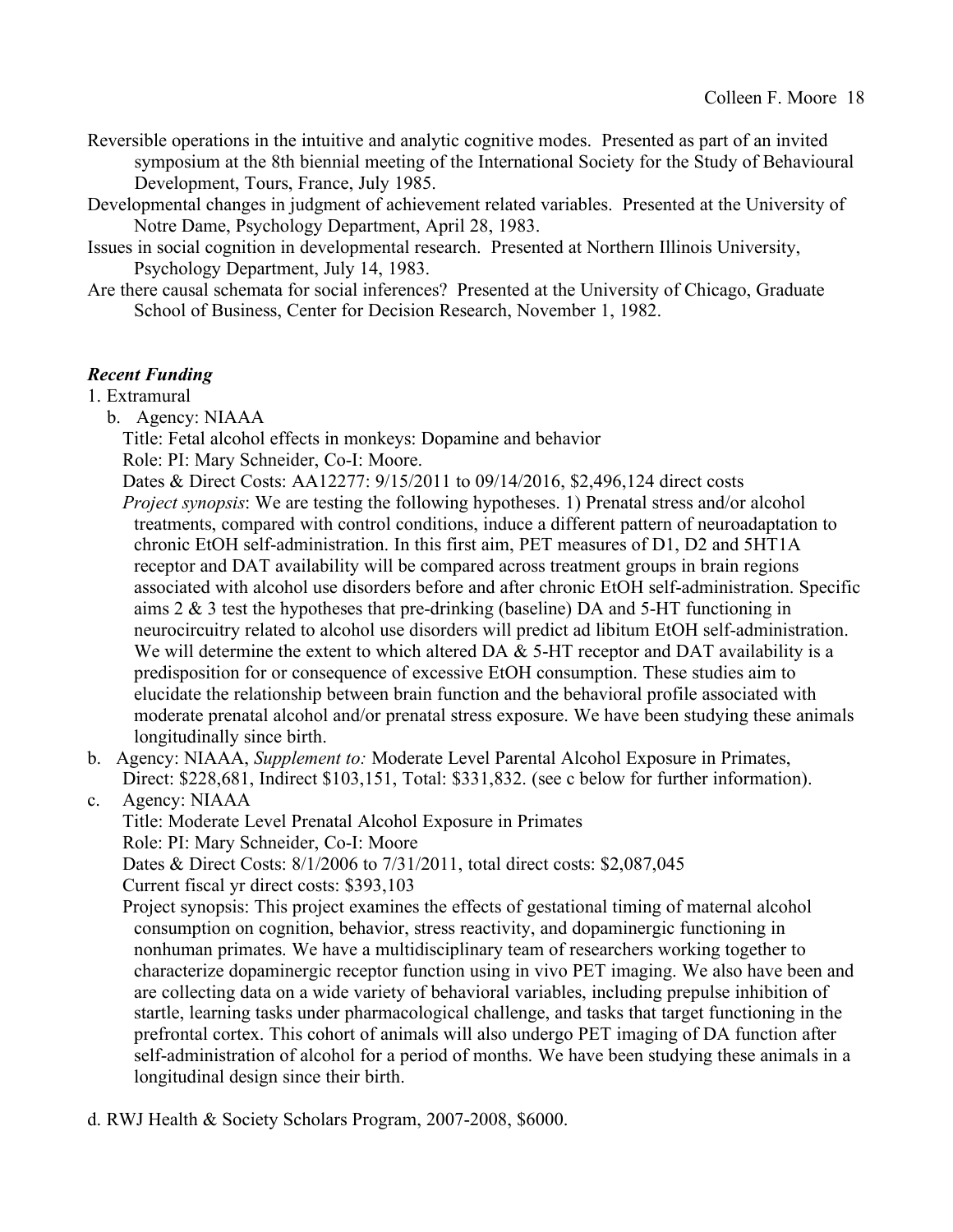Reversible operations in the intuitive and analytic cognitive modes. Presented as part of an invited symposium at the 8th biennial meeting of the International Society for the Study of Behavioural Development, Tours, France, July 1985.

Developmental changes in judgment of achievement related variables. Presented at the University of Notre Dame, Psychology Department, April 28, 1983.

Issues in social cognition in developmental research. Presented at Northern Illinois University, Psychology Department, July 14, 1983.

Are there causal schemata for social inferences? Presented at the University of Chicago, Graduate School of Business, Center for Decision Research, November 1, 1982.

***Recent Funding***

1. Extramural

b. Agency: NIAAA
Title: Fetal alcohol effects in monkeys: Dopamine and behavior
Role: PI: Mary Schneider, Co-I: Moore.
Dates & Direct Costs: AA12277: 9/15/2011 to 09/14/2016, $2,496,124 direct costs
*Project synopsis*: We are testing the following hypotheses. 1) Prenatal stress and/or alcohol treatments, compared with control conditions, induce a different pattern of neuroadaptation to chronic EtOH self-administration. In this first aim, PET measures of D1, D2 and 5HT1A receptor and DAT availability will be compared across treatment groups in brain regions associated with alcohol use disorders before and after chronic EtOH self-administration. Specific aims 2 & 3 test the hypotheses that pre-drinking (baseline) DA and 5-HT functioning in neurocircuitry related to alcohol use disorders will predict ad libitum EtOH self-administration. We will determine the extent to which altered DA & 5-HT receptor and DAT availability is a predisposition for or consequence of excessive EtOH consumption. These studies aim to elucidate the relationship between brain function and the behavioral profile associated with moderate prenatal alcohol and/or prenatal stress exposure. We have been studying these animals longitudinally since birth.

b. Agency: NIAAA, *Supplement to:* Moderate Level Parental Alcohol Exposure in Primates, Direct: $228,681, Indirect $103,151, Total: $331,832. (see c below for further information).

c. Agency: NIAAA
Title: Moderate Level Prenatal Alcohol Exposure in Primates
Role: PI: Mary Schneider, Co-I: Moore
Dates & Direct Costs: 8/1/2006 to 7/31/2011, total direct costs: $2,087,045
Current fiscal yr direct costs: $393,103
Project synopsis: This project examines the effects of gestational timing of maternal alcohol consumption on cognition, behavior, stress reactivity, and dopaminergic functioning in nonhuman primates. We have a multidisciplinary team of researchers working together to characterize dopaminergic receptor function using in vivo PET imaging. We also have been and are collecting data on a wide variety of behavioral variables, including prepulse inhibition of startle, learning tasks under pharmacological challenge, and tasks that target functioning in the prefrontal cortex. This cohort of animals will also undergo PET imaging of DA function after self-administration of alcohol for a period of months. We have been studying these animals in a longitudinal design since their birth.

d. RWJ Health & Society Scholars Program, 2007-2008, $6000.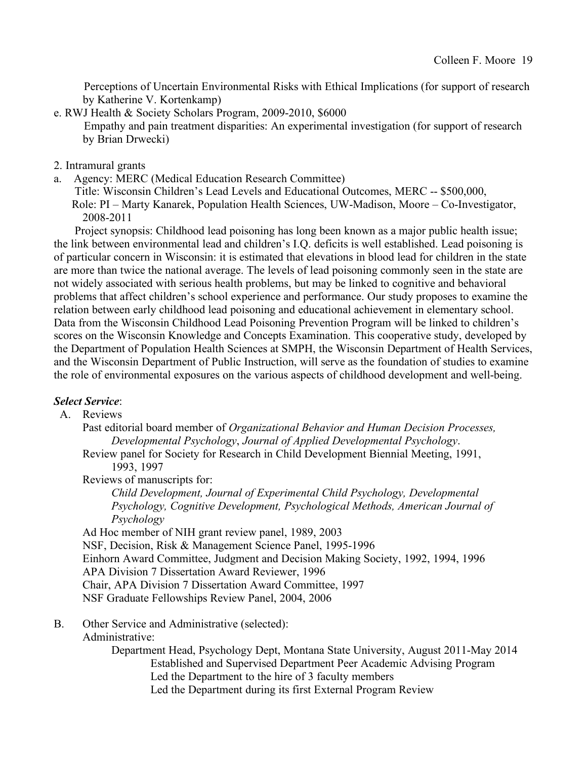Perceptions of Uncertain Environmental Risks with Ethical Implications (for support of research by Katherine V. Kortenkamp)

e. RWJ Health & Society Scholars Program, 2009-2010, $6000
   Empathy and pain treatment disparities: An experimental investigation (for support of research by Brian Drwecki)

2. Intramural grants

a. Agency: MERC (Medical Education Research Committee)
   Title: Wisconsin Children's Lead Levels and Educational Outcomes, MERC -- $500,000,
   Role: PI – Marty Kanarek, Population Health Sciences, UW-Madison, Moore – Co-Investigator, 2008-2011

   Project synopsis: Childhood lead poisoning has long been known as a major public health issue; the link between environmental lead and children's I.Q. deficits is well established. Lead poisoning is of particular concern in Wisconsin: it is estimated that elevations in blood lead for children in the state are more than twice the national average. The levels of lead poisoning commonly seen in the state are not widely associated with serious health problems, but may be linked to cognitive and behavioral problems that affect children's school experience and performance. Our study proposes to examine the relation between early childhood lead poisoning and educational achievement in elementary school. Data from the Wisconsin Childhood Lead Poisoning Prevention Program will be linked to children's scores on the Wisconsin Knowledge and Concepts Examination. This cooperative study, developed by the Department of Population Health Sciences at SMPH, the Wisconsin Department of Health Services, and the Wisconsin Department of Public Instruction, will serve as the foundation of studies to examine the role of environmental exposures on the various aspects of childhood development and well-being.

***Select Service***:

A. Reviews
   - Past editorial board member of *Organizational Behavior and Human Decision Processes, Developmental Psychology*, *Journal of Applied Developmental Psychology*.
   - Review panel for Society for Research in Child Development Biennial Meeting, 1991, 1993, 1997
   - Reviews of manuscripts for:
     *Child Development, Journal of Experimental Child Psychology, Developmental Psychology, Cognitive Development, Psychological Methods, American Journal of Psychology*
   - Ad Hoc member of NIH grant review panel, 1989, 2003
   - NSF, Decision, Risk & Management Science Panel, 1995-1996
   - Einhorn Award Committee, Judgment and Decision Making Society, 1992, 1994, 1996
   - APA Division 7 Dissertation Award Reviewer, 1996
   - Chair, APA Division 7 Dissertation Award Committee, 1997
   - NSF Graduate Fellowships Review Panel, 2004, 2006

B. Other Service and Administrative (selected):
   Administrative:
   - Department Head, Psychology Dept, Montana State University, August 2011-May 2014
     - Established and Supervised Department Peer Academic Advising Program
     - Led the Department to the hire of 3 faculty members
     - Led the Department during its first External Program Review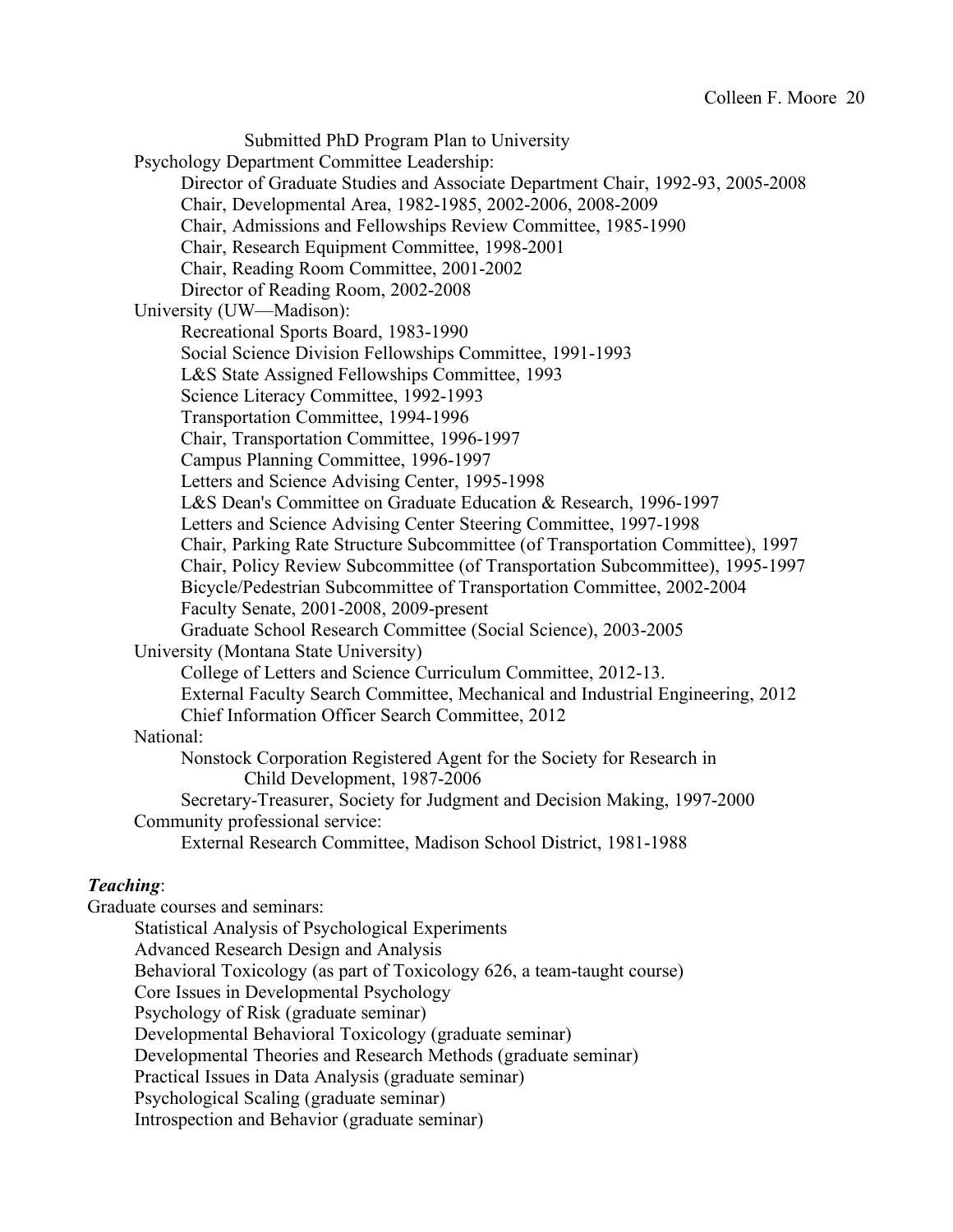Submitted PhD Program Plan to University

Psychology Department Committee Leadership:

- Director of Graduate Studies and Associate Department Chair, 1992-93, 2005-2008
- Chair, Developmental Area, 1982-1985, 2002-2006, 2008-2009
- Chair, Admissions and Fellowships Review Committee, 1985-1990
- Chair, Research Equipment Committee, 1998-2001
- Chair, Reading Room Committee, 2001-2002
- Director of Reading Room, 2002-2008

University (UW—Madison):

- Recreational Sports Board, 1983-1990
- Social Science Division Fellowships Committee, 1991-1993
- L&S State Assigned Fellowships Committee, 1993
- Science Literacy Committee, 1992-1993
- Transportation Committee, 1994-1996
- Chair, Transportation Committee, 1996-1997
- Campus Planning Committee, 1996-1997
- Letters and Science Advising Center, 1995-1998
- L&S Dean's Committee on Graduate Education & Research, 1996-1997
- Letters and Science Advising Center Steering Committee, 1997-1998
- Chair, Parking Rate Structure Subcommittee (of Transportation Committee), 1997
- Chair, Policy Review Subcommittee (of Transportation Subcommittee), 1995-1997
- Bicycle/Pedestrian Subcommittee of Transportation Committee, 2002-2004
- Faculty Senate, 2001-2008, 2009-present
- Graduate School Research Committee (Social Science), 2003-2005

University (Montana State University)

- College of Letters and Science Curriculum Committee, 2012-13.
- External Faculty Search Committee, Mechanical and Industrial Engineering, 2012
- Chief Information Officer Search Committee, 2012

National:

- Nonstock Corporation Registered Agent for the Society for Research in Child Development, 1987-2006
- Secretary-Treasurer, Society for Judgment and Decision Making, 1997-2000

Community professional service:

- External Research Committee, Madison School District, 1981-1988

***Teaching***:

Graduate courses and seminars:

- Statistical Analysis of Psychological Experiments
- Advanced Research Design and Analysis
- Behavioral Toxicology (as part of Toxicology 626, a team-taught course)
- Core Issues in Developmental Psychology
- Psychology of Risk (graduate seminar)
- Developmental Behavioral Toxicology (graduate seminar)
- Developmental Theories and Research Methods (graduate seminar)
- Practical Issues in Data Analysis (graduate seminar)
- Psychological Scaling (graduate seminar)
- Introspection and Behavior (graduate seminar)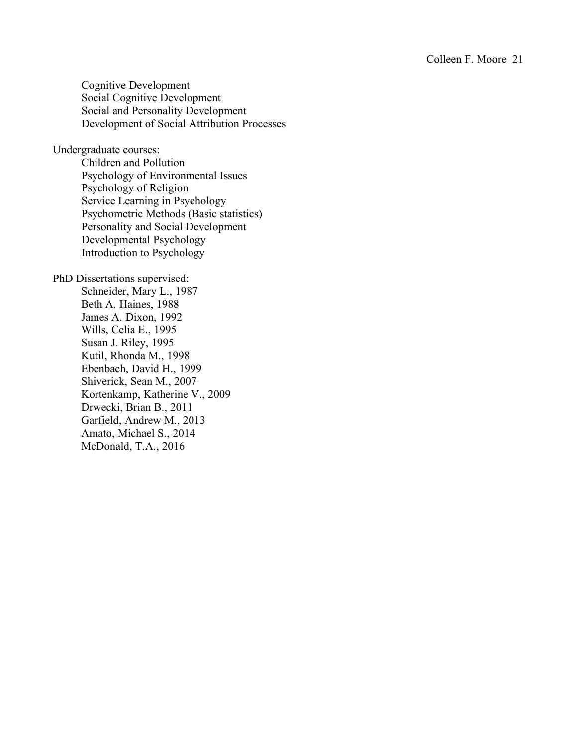Cognitive Development
Social Cognitive Development
Social and Personality Development
Development of Social Attribution Processes

Undergraduate courses:

- Children and Pollution
- Psychology of Environmental Issues
- Psychology of Religion
- Service Learning in Psychology
- Psychometric Methods (Basic statistics)
- Personality and Social Development
- Developmental Psychology
- Introduction to Psychology

PhD Dissertations supervised:

- Schneider, Mary L., 1987
- Beth A. Haines, 1988
- James A. Dixon, 1992
- Wills, Celia E., 1995
- Susan J. Riley, 1995
- Kutil, Rhonda M., 1998
- Ebenbach, David H., 1999
- Shiverick, Sean M., 2007
- Kortenkamp, Katherine V., 2009
- Drwecki, Brian B., 2011
- Garfield, Andrew M., 2013
- Amato, Michael S., 2014
- McDonald, T.A., 2016